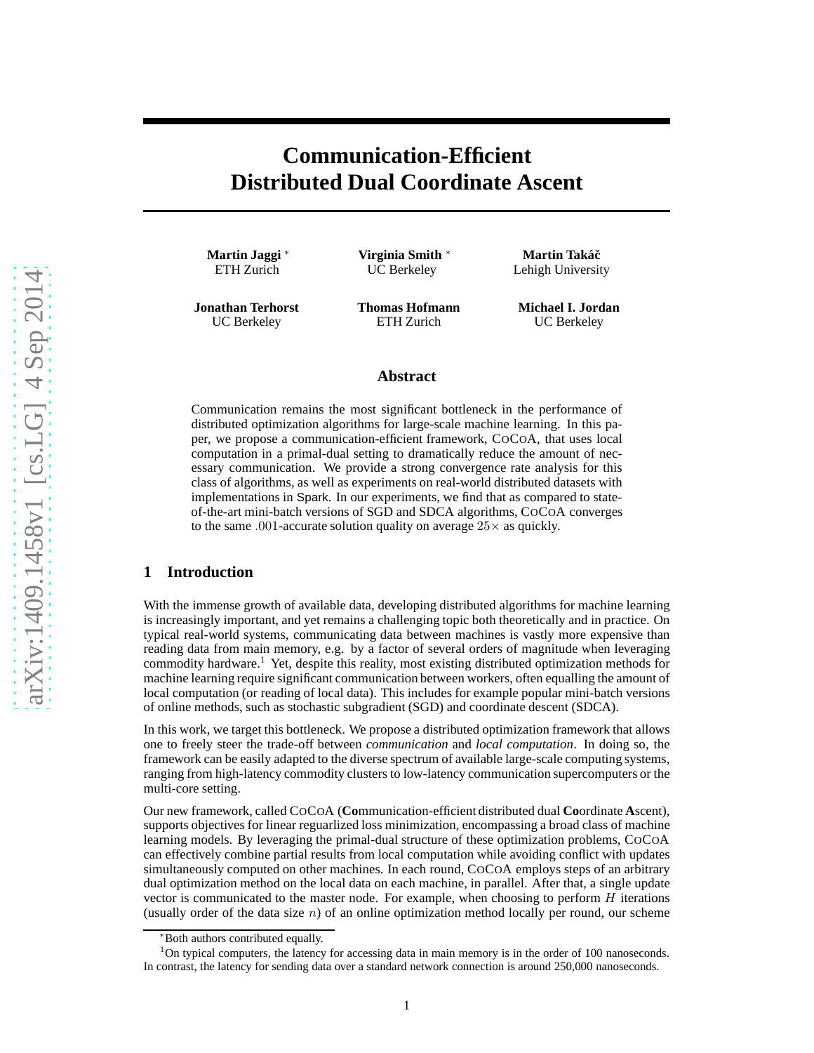# Communication-Efficient Distributed Dual Coordinate Ascent

**Martin Jaggi** [*]
ETH Zurich

**Virginia Smith** [*]
UC Berkeley

**Martin Takáč**
Lehigh University

**Jonathan Terhorst**
UC Berkeley

**Thomas Hofmann**
ETH Zurich

**Michael I. Jordan**
UC Berkeley

## Abstract

Communication remains the most significant bottleneck in the performance of distributed optimization algorithms for large-scale machine learning. In this paper, we propose a communication-efficient framework, CoCoA, that uses local computation in a primal-dual setting to dramatically reduce the amount of necessary communication. We provide a strong convergence rate analysis for this class of algorithms, as well as experiments on real-world distributed datasets with implementations in Spark. In our experiments, we find that as compared to state-of-the-art mini-batch versions of SGD and SDCA algorithms, CoCoA converges to the same $.001$-accurate solution quality on average $25\times$ as quickly.

## 1 Introduction

With the immense growth of available data, developing distributed algorithms for machine learning is increasingly important, and yet remains a challenging topic both theoretically and in practice. On typical real-world systems, communicating data between machines is vastly more expensive than reading data from main memory, e.g. by a factor of several orders of magnitude when leveraging commodity hardware.[1] Yet, despite this reality, most existing distributed optimization methods for machine learning require significant communication between workers, often equalling the amount of local computation (or reading of local data). This includes for example popular mini-batch versions of online methods, such as stochastic subgradient (SGD) and coordinate descent (SDCA).

In this work, we target this bottleneck. We propose a distributed optimization framework that allows one to freely steer the trade-off between *communication* and *local computation*. In doing so, the framework can be easily adapted to the diverse spectrum of available large-scale computing systems, ranging from high-latency commodity clusters to low-latency communication supercomputers or the multi-core setting.

Our new framework, called CoCoA (**Co**mmunication-efficient distributed dual **Co**ordinate **A**scent), supports objectives for linear reguarlized loss minimization, encompassing a broad class of machine learning models. By leveraging the primal-dual structure of these optimization problems, CoCoA can effectively combine partial results from local computation while avoiding conflict with updates simultaneously computed on other machines. In each round, CoCoA employs steps of an arbitrary dual optimization method on the local data on each machine, in parallel. After that, a single update vector is communicated to the master node. For example, when choosing to perform $H$ iterations (usually order of the data size $n$) of an online optimization method locally per round, our scheme

---

[*] Both authors contributed equally.

[1] On typical computers, the latency for accessing data in main memory is in the order of 100 nanoseconds. In contrast, the latency for sending data over a standard network connection is around 250,000 nanoseconds.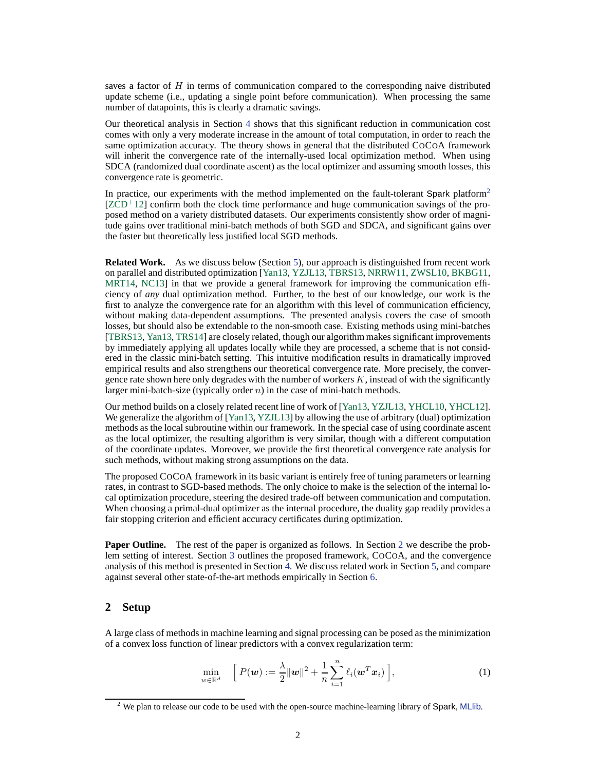saves a factor of $H$ in terms of communication compared to the corresponding naive distributed update scheme (i.e., updating a single point before communication). When processing the same number of datapoints, this is clearly a dramatic savings.

Our theoretical analysis in Section 4 shows that this significant reduction in communication cost comes with only a very moderate increase in the amount of total computation, in order to reach the same optimization accuracy. The theory shows in general that the distributed CoCoA framework will inherit the convergence rate of the internally-used local optimization method. When using SDCA (randomized dual coordinate ascent) as the local optimizer and assuming smooth losses, this convergence rate is geometric.

In practice, our experiments with the method implemented on the fault-tolerant Spark platform[2] [ZCD+12] confirm both the clock time performance and huge communication savings of the proposed method on a variety distributed datasets. Our experiments consistently show order of magnitude gains over traditional mini-batch methods of both SGD and SDCA, and significant gains over the faster but theoretically less justified local SGD methods.

**Related Work.** As we discuss below (Section 5), our approach is distinguished from recent work on parallel and distributed optimization [Yan13, YZJL13, TBRS13, NRRW11, ZWSL10, BKBG11, MRT14, NC13] in that we provide a general framework for improving the communication efficiency of *any* dual optimization method. Further, to the best of our knowledge, our work is the first to analyze the convergence rate for an algorithm with this level of communication efficiency, without making data-dependent assumptions. The presented analysis covers the case of smooth losses, but should also be extendable to the non-smooth case. Existing methods using mini-batches [TBRS13, Yan13, TRS14] are closely related, though our algorithm makes significant improvements by immediately applying all updates locally while they are processed, a scheme that is not considered in the classic mini-batch setting. This intuitive modification results in dramatically improved empirical results and also strengthens our theoretical convergence rate. More precisely, the convergence rate shown here only degrades with the number of workers $K$, instead of with the significantly larger mini-batch-size (typically order $n$) in the case of mini-batch methods.

Our method builds on a closely related recent line of work of [Yan13, YZJL13, YHCL10, YHCL12]. We generalize the algorithm of [Yan13, YZJL13] by allowing the use of arbitrary (dual) optimization methods as the local subroutine within our framework. In the special case of using coordinate ascent as the local optimizer, the resulting algorithm is very similar, though with a different computation of the coordinate updates. Moreover, we provide the first theoretical convergence rate analysis for such methods, without making strong assumptions on the data.

The proposed CoCoA framework in its basic variant is entirely free of tuning parameters or learning rates, in contrast to SGD-based methods. The only choice to make is the selection of the internal local optimization procedure, steering the desired trade-off between communication and computation. When choosing a primal-dual optimizer as the internal procedure, the duality gap readily provides a fair stopping criterion and efficient accuracy certificates during optimization.

**Paper Outline.** The rest of the paper is organized as follows. In Section 2 we describe the problem setting of interest. Section 3 outlines the proposed framework, CoCoA, and the convergence analysis of this method is presented in Section 4. We discuss related work in Section 5, and compare against several other state-of-the-art methods empirically in Section 6.

## 2 Setup

A large class of methods in machine learning and signal processing can be posed as the minimization of a convex loss function of linear predictors with a convex regularization term:

$$\min_{w \in \mathbb{R}^d} \quad \Big[ P(\boldsymbol{w}) := \frac{\lambda}{2}\|\boldsymbol{w}\|^2 + \frac{1}{n}\sum_{i=1}^{n} \ell_i(\boldsymbol{w}^T \boldsymbol{x}_i) \Big], \tag{1}$$

[2] We plan to release our code to be used with the open-source machine-learning library of Spark, MLlib.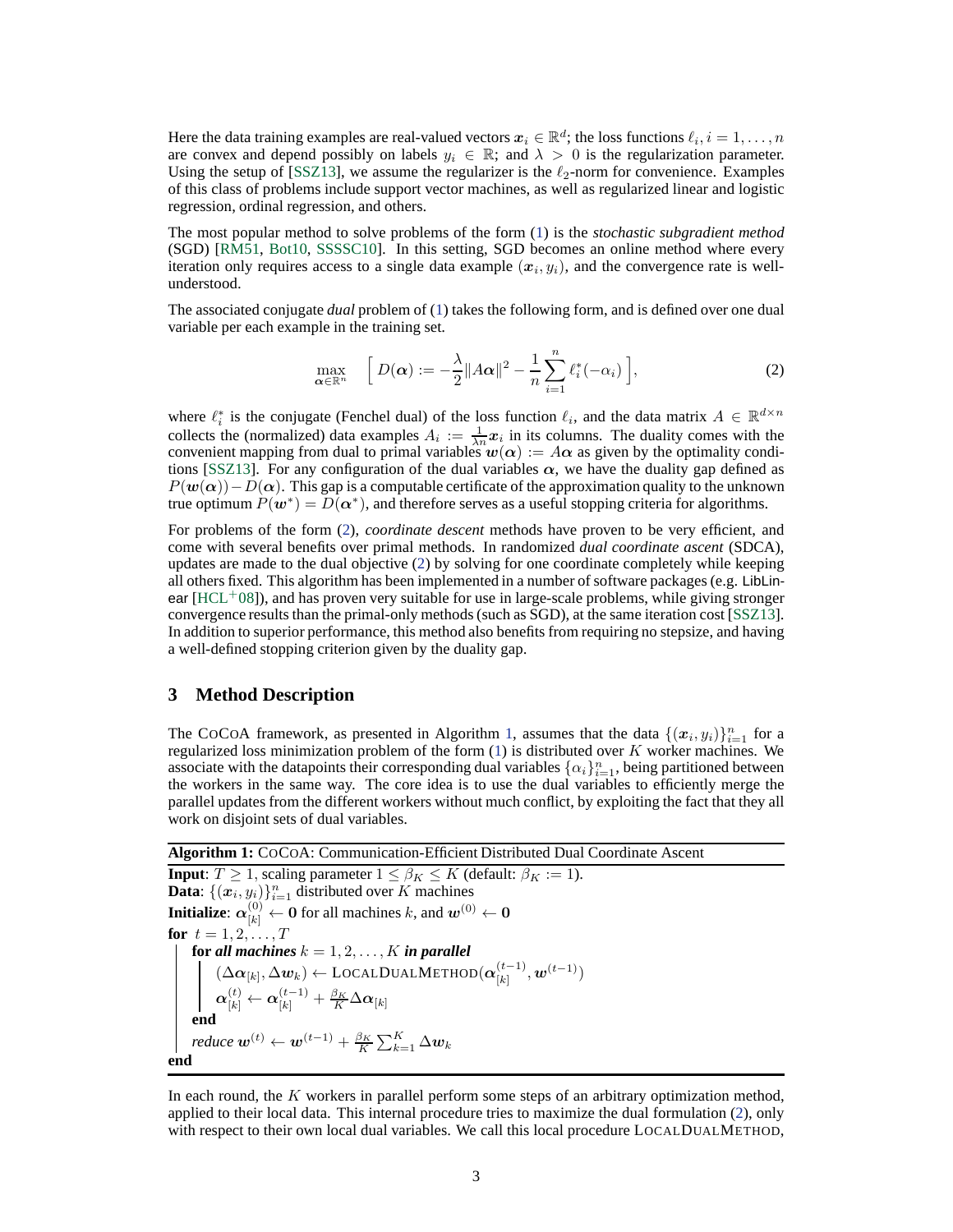Here the data training examples are real-valued vectors $\boldsymbol{x}_i \in \mathbb{R}^d$; the loss functions $\ell_i, i = 1, \dots, n$ are convex and depend possibly on labels $y_i \in \mathbb{R}$; and $\lambda > 0$ is the regularization parameter. Using the setup of [SSZ13], we assume the regularizer is the $\ell_2$-norm for convenience. Examples of this class of problems include support vector machines, as well as regularized linear and logistic regression, ordinal regression, and others.

The most popular method to solve problems of the form (1) is the *stochastic subgradient method* (SGD) [RM51, Bot10, SSSSC10]. In this setting, SGD becomes an online method where every iteration only requires access to a single data example $(\boldsymbol{x}_i, y_i)$, and the convergence rate is well-understood.

The associated conjugate *dual* problem of (1) takes the following form, and is defined over one dual variable per each example in the training set.

$$\max_{\boldsymbol{\alpha} \in \mathbb{R}^n} \quad \Big[ D(\boldsymbol{\alpha}) := -\frac{\lambda}{2} \|A\boldsymbol{\alpha}\|^2 - \frac{1}{n} \sum_{i=1}^{n} \ell_i^*(-\alpha_i) \Big], \tag{2}$$

where $\ell_i^*$ is the conjugate (Fenchel dual) of the loss function $\ell_i$, and the data matrix $A \in \mathbb{R}^{d \times n}$ collects the (normalized) data examples $A_i := \frac{1}{\lambda n} \boldsymbol{x}_i$ in its columns. The duality comes with the convenient mapping from dual to primal variables $\boldsymbol{w}(\boldsymbol{\alpha}) := A\boldsymbol{\alpha}$ as given by the optimality conditions [SSZ13]. For any configuration of the dual variables $\boldsymbol{\alpha}$, we have the duality gap defined as $P(\boldsymbol{w}(\boldsymbol{\alpha})) - D(\boldsymbol{\alpha})$. This gap is a computable certificate of the approximation quality to the unknown true optimum $P(\boldsymbol{w}^*) = D(\boldsymbol{\alpha}^*)$, and therefore serves as a useful stopping criteria for algorithms.

For problems of the form (2), *coordinate descent* methods have proven to be very efficient, and come with several benefits over primal methods. In randomized *dual coordinate ascent* (SDCA), updates are made to the dual objective (2) by solving for one coordinate completely while keeping all others fixed. This algorithm has been implemented in a number of software packages (e.g. LibLinear [HCL+08]), and has proven very suitable for use in large-scale problems, while giving stronger convergence results than the primal-only methods (such as SGD), at the same iteration cost [SSZ13]. In addition to superior performance, this method also benefits from requiring no stepsize, and having a well-defined stopping criterion given by the duality gap.

## 3 Method Description

The CoCoA framework, as presented in Algorithm 1, assumes that the data $\{(\boldsymbol{x}_i, y_i)\}_{i=1}^n$ for a regularized loss minimization problem of the form (1) is distributed over $K$ worker machines. We associate with the datapoints their corresponding dual variables $\{\alpha_i\}_{i=1}^n$, being partitioned between the workers in the same way. The core idea is to use the dual variables to efficiently merge the parallel updates from the different workers without much conflict, by exploiting the fact that they all work on disjoint sets of dual variables.

**Algorithm 1:** CoCoA: Communication-Efficient Distributed Dual Coordinate Ascent

**Input**: $T \geq 1$, scaling parameter $1 \leq \beta_K \leq K$ (default: $\beta_K := 1$).
**Data**: $\{(\boldsymbol{x}_i, y_i)\}_{i=1}^n$ distributed over $K$ machines
**Initialize**: $\boldsymbol{\alpha}_{[k]}^{(0)} \leftarrow \mathbf{0}$ for all machines $k$, and $\boldsymbol{w}^{(0)} \leftarrow \mathbf{0}$
**for** $t = 1, 2, \dots, T$
  **for** ***all machines*** $k = 1, 2, \dots, K$ ***in parallel***
    $(\Delta\boldsymbol{\alpha}_{[k]}, \Delta\boldsymbol{w}_k) \leftarrow \text{LocalDualMethod}(\boldsymbol{\alpha}_{[k]}^{(t-1)}, \boldsymbol{w}^{(t-1)})$
    $\boldsymbol{\alpha}_{[k]}^{(t)} \leftarrow \boldsymbol{\alpha}_{[k]}^{(t-1)} + \frac{\beta_K}{K} \Delta\boldsymbol{\alpha}_{[k]}$
  **end**
  *reduce* $\boldsymbol{w}^{(t)} \leftarrow \boldsymbol{w}^{(t-1)} + \frac{\beta_K}{K} \sum_{k=1}^K \Delta\boldsymbol{w}_k$
**end**

In each round, the $K$ workers in parallel perform some steps of an arbitrary optimization method, applied to their local data. This internal procedure tries to maximize the dual formulation (2), only with respect to their own local dual variables. We call this local procedure LocalDualMethod,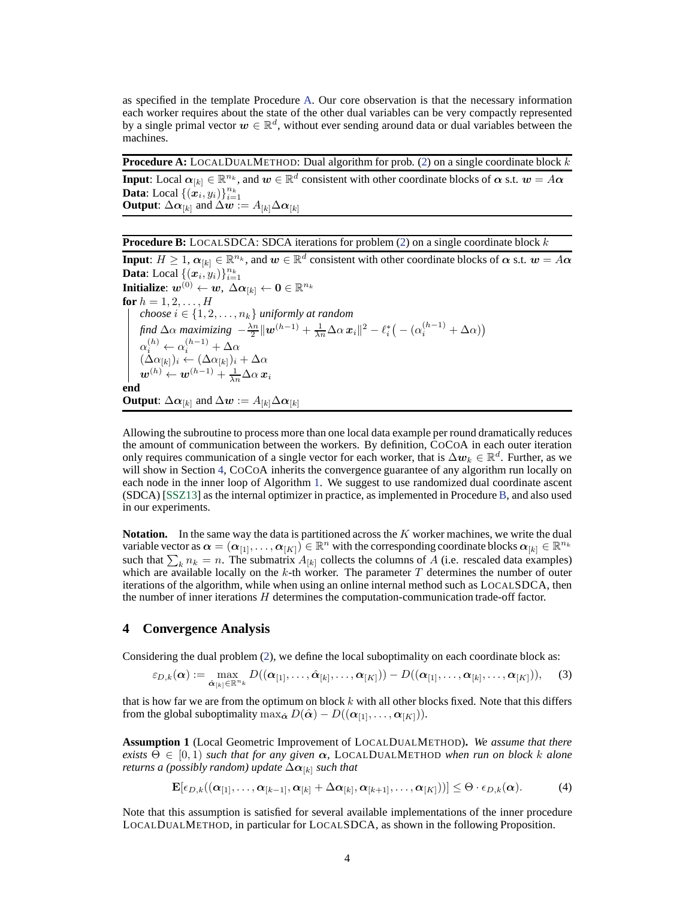as specified in the template Procedure A. Our core observation is that the necessary information each worker requires about the state of the other dual variables can be very compactly represented by a single primal vector $\boldsymbol{w} \in \mathbb{R}^d$, without ever sending around data or dual variables between the machines.

**Procedure A:** LOCALDUALMETHOD: Dual algorithm for prob. (2) on a single coordinate block $k$

**Input**: Local $\boldsymbol{\alpha}_{[k]} \in \mathbb{R}^{n_k}$, and $\boldsymbol{w} \in \mathbb{R}^d$ consistent with other coordinate blocks of $\boldsymbol{\alpha}$ s.t. $\boldsymbol{w} = A\boldsymbol{\alpha}$
**Data**: Local $\{(\boldsymbol{x}_i, y_i)\}_{i=1}^{n_k}$
**Output**: $\Delta\boldsymbol{\alpha}_{[k]}$ and $\Delta\boldsymbol{w} := A_{[k]}\Delta\boldsymbol{\alpha}_{[k]}$

**Procedure B:** LOCALSDCA: SDCA iterations for problem (2) on a single coordinate block $k$

**Input**: $H \geq 1$, $\boldsymbol{\alpha}_{[k]} \in \mathbb{R}^{n_k}$, and $\boldsymbol{w} \in \mathbb{R}^d$ consistent with other coordinate blocks of $\boldsymbol{\alpha}$ s.t. $\boldsymbol{w} = A\boldsymbol{\alpha}$
**Data**: Local $\{(\boldsymbol{x}_i, y_i)\}_{i=1}^{n_k}$
**Initialize**: $\boldsymbol{w}^{(0)} \leftarrow \boldsymbol{w}$, $\Delta\boldsymbol{\alpha}_{[k]} \leftarrow \boldsymbol{0} \in \mathbb{R}^{n_k}$
**for** $h = 1, 2, \dots, H$
- *choose* $i \in \{1, 2, \dots, n_k\}$ *uniformly at random*
- *find* $\Delta\alpha$ *maximizing* $-\frac{\lambda n}{2}\|\boldsymbol{w}^{(h-1)} + \frac{1}{\lambda n}\Delta\alpha\,\boldsymbol{x}_i\|^2 - \ell_i^*\big(-(\alpha_i^{(h-1)} + \Delta\alpha)\big)$
- $\alpha_i^{(h)} \leftarrow \alpha_i^{(h-1)} + \Delta\alpha$
- $(\Delta\alpha_{[k]})_i \leftarrow (\Delta\alpha_{[k]})_i + \Delta\alpha$
- $\boldsymbol{w}^{(h)} \leftarrow \boldsymbol{w}^{(h-1)} + \frac{1}{\lambda n}\Delta\alpha\,\boldsymbol{x}_i$

**end**
**Output**: $\Delta\boldsymbol{\alpha}_{[k]}$ and $\Delta\boldsymbol{w} := A_{[k]}\Delta\boldsymbol{\alpha}_{[k]}$

Allowing the subroutine to process more than one local data example per round dramatically reduces the amount of communication between the workers. By definition, COCOA in each outer iteration only requires communication of a single vector for each worker, that is $\Delta\boldsymbol{w}_k \in \mathbb{R}^d$. Further, as we will show in Section 4, COCOA inherits the convergence guarantee of any algorithm run locally on each node in the inner loop of Algorithm 1. We suggest to use randomized dual coordinate ascent (SDCA) [SSZ13] as the internal optimizer in practice, as implemented in Procedure B, and also used in our experiments.

**Notation.** In the same way the data is partitioned across the $K$ worker machines, we write the dual variable vector as $\boldsymbol{\alpha} = (\boldsymbol{\alpha}_{[1]}, \dots, \boldsymbol{\alpha}_{[K]}) \in \mathbb{R}^n$ with the corresponding coordinate blocks $\boldsymbol{\alpha}_{[k]} \in \mathbb{R}^{n_k}$ such that $\sum_k n_k = n$. The submatrix $A_{[k]}$ collects the columns of $A$ (i.e. rescaled data examples) which are available locally on the $k$-th worker. The parameter $T$ determines the number of outer iterations of the algorithm, while when using an online internal method such as LOCALSDCA, then the number of inner iterations $H$ determines the computation-communication trade-off factor.

## 4 Convergence Analysis

Considering the dual problem (2), we define the local suboptimality on each coordinate block as:

$$\varepsilon_{D,k}(\boldsymbol{\alpha}) := \max_{\hat{\boldsymbol{\alpha}}_{[k]} \in \mathbb{R}^{n_k}} D((\boldsymbol{\alpha}_{[1]}, \dots, \hat{\boldsymbol{\alpha}}_{[k]}, \dots, \boldsymbol{\alpha}_{[K]})) - D((\boldsymbol{\alpha}_{[1]}, \dots, \boldsymbol{\alpha}_{[k]}, \dots, \boldsymbol{\alpha}_{[K]})), \quad (3)$$

that is how far we are from the optimum on block $k$ with all other blocks fixed. Note that this differs from the global suboptimality $\max_{\hat{\boldsymbol{\alpha}}} D(\hat{\boldsymbol{\alpha}}) - D((\boldsymbol{\alpha}_{[1]}, \dots, \boldsymbol{\alpha}_{[K]}))$.

**Assumption 1** (Local Geometric Improvement of LOCALDUALMETHOD)**.** *We assume that there exists $\Theta \in [0, 1)$ such that for any given $\boldsymbol{\alpha}$,* LOCALDUALMETHOD *when run on block $k$ alone returns a (possibly random) update $\Delta\boldsymbol{\alpha}_{[k]}$ such that*

$$\mathbf{E}[\epsilon_{D,k}((\boldsymbol{\alpha}_{[1]}, \dots, \boldsymbol{\alpha}_{[k-1]}, \boldsymbol{\alpha}_{[k]} + \Delta\boldsymbol{\alpha}_{[k]}, \boldsymbol{\alpha}_{[k+1]}, \dots, \boldsymbol{\alpha}_{[K]}))] \leq \Theta \cdot \epsilon_{D,k}(\boldsymbol{\alpha}). \quad (4)$$

Note that this assumption is satisfied for several available implementations of the inner procedure LOCALDUALMETHOD, in particular for LOCALSDCA, as shown in the following Proposition.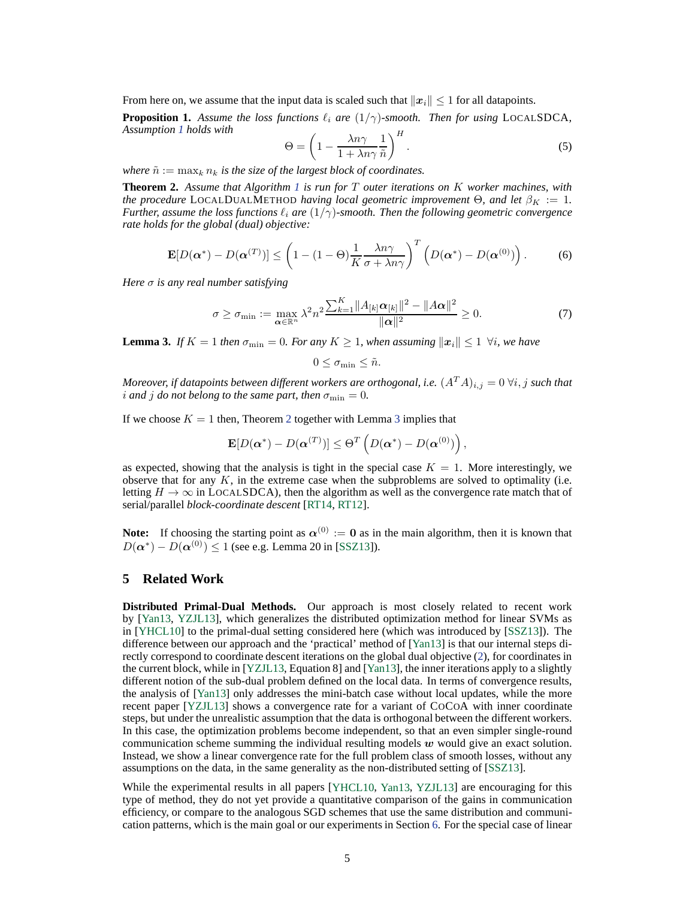From here on, we assume that the input data is scaled such that $\|\boldsymbol{x}_i\| \leq 1$ for all datapoints.

**Proposition 1.** *Assume the loss functions $\ell_i$ are $(1/\gamma)$-smooth. Then for using* LocalSDCA*, Assumption 1 holds with*

$$\Theta = \left(1 - \frac{\lambda n \gamma}{1 + \lambda n \gamma} \frac{1}{\tilde{n}}\right)^H . \tag{5}$$

*where $\tilde{n} := \max_k n_k$ is the size of the largest block of coordinates.*

**Theorem 2.** *Assume that Algorithm 1 is run for $T$ outer iterations on $K$ worker machines, with the procedure* LocalDualMethod *having local geometric improvement $\Theta$, and let $\beta_K := 1$. Further, assume the loss functions $\ell_i$ are $(1/\gamma)$-smooth. Then the following geometric convergence rate holds for the global (dual) objective:*

$$\mathbf{E}[D(\boldsymbol{\alpha}^*) - D(\boldsymbol{\alpha}^{(T)})] \leq \left(1 - (1 - \Theta)\frac{1}{K}\frac{\lambda n \gamma}{\sigma + \lambda n \gamma}\right)^T \left(D(\boldsymbol{\alpha}^*) - D(\boldsymbol{\alpha}^{(0)})\right). \tag{6}$$

*Here $\sigma$ is any real number satisfying*

$$\sigma \geq \sigma_{\min} := \max_{\boldsymbol{\alpha} \in \mathbb{R}^n} \lambda^2 n^2 \frac{\sum_{k=1}^K \|A_{[k]} \boldsymbol{\alpha}_{[k]}\|^2 - \|A\boldsymbol{\alpha}\|^2}{\|\boldsymbol{\alpha}\|^2} \geq 0. \tag{7}$$

**Lemma 3.** *If $K = 1$ then $\sigma_{\min} = 0$. For any $K \geq 1$, when assuming $\|\boldsymbol{x}_i\| \leq 1 \ \forall i$, we have*

$$0 \leq \sigma_{\min} \leq \tilde{n}.$$

*Moreover, if datapoints between different workers are orthogonal, i.e. $(A^T A)_{i,j} = 0 \ \forall i, j$ such that $i$ and $j$ do not belong to the same part, then $\sigma_{\min} = 0$.*

If we choose $K = 1$ then, Theorem 2 together with Lemma 3 implies that

$$\mathbf{E}[D(\boldsymbol{\alpha}^*) - D(\boldsymbol{\alpha}^{(T)})] \leq \Theta^T \left(D(\boldsymbol{\alpha}^*) - D(\boldsymbol{\alpha}^{(0)})\right),$$

as expected, showing that the analysis is tight in the special case $K = 1$. More interestingly, we observe that for any $K$, in the extreme case when the subproblems are solved to optimality (i.e. letting $H \to \infty$ in LocalSDCA), then the algorithm as well as the convergence rate match that of serial/parallel *block-coordinate descent* [RT14, RT12].

**Note:** If choosing the starting point as $\boldsymbol{\alpha}^{(0)} := \mathbf{0}$ as in the main algorithm, then it is known that $D(\boldsymbol{\alpha}^*) - D(\boldsymbol{\alpha}^{(0)}) \leq 1$ (see e.g. Lemma 20 in [SSZ13]).

## 5 Related Work

**Distributed Primal-Dual Methods.** Our approach is most closely related to recent work by [Yan13, YZJL13], which generalizes the distributed optimization method for linear SVMs as in [YHCL10] to the primal-dual setting considered here (which was introduced by [SSZ13]). The difference between our approach and the 'practical' method of [Yan13] is that our internal steps directly correspond to coordinate descent iterations on the global dual objective (2), for coordinates in the current block, while in [YZJL13, Equation 8] and [Yan13], the inner iterations apply to a slightly different notion of the sub-dual problem defined on the local data. In terms of convergence results, the analysis of [Yan13] only addresses the mini-batch case without local updates, while the more recent paper [YZJL13] shows a convergence rate for a variant of CoCoA with inner coordinate steps, but under the unrealistic assumption that the data is orthogonal between the different workers. In this case, the optimization problems become independent, so that an even simpler single-round communication scheme summing the individual resulting models $\boldsymbol{w}$ would give an exact solution. Instead, we show a linear convergence rate for the full problem class of smooth losses, without any assumptions on the data, in the same generality as the non-distributed setting of [SSZ13].

While the experimental results in all papers [YHCL10, Yan13, YZJL13] are encouraging for this type of method, they do not yet provide a quantitative comparison of the gains in communication efficiency, or compare to the analogous SGD schemes that use the same distribution and communication patterns, which is the main goal or our experiments in Section 6. For the special case of linear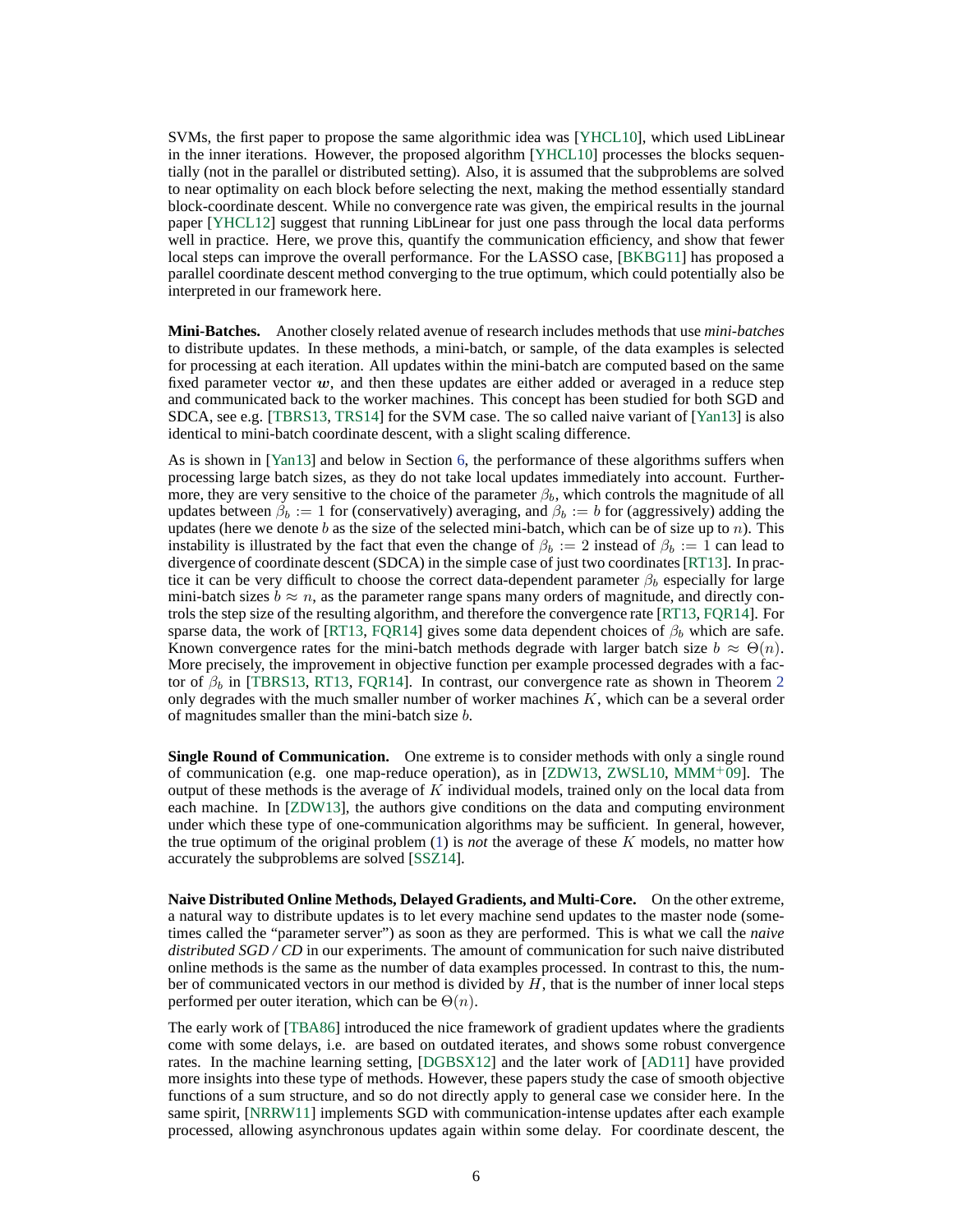SVMs, the first paper to propose the same algorithmic idea was [YHCL10], which used LibLinear in the inner iterations. However, the proposed algorithm [YHCL10] processes the blocks sequentially (not in the parallel or distributed setting). Also, it is assumed that the subproblems are solved to near optimality on each block before selecting the next, making the method essentially standard block-coordinate descent. While no convergence rate was given, the empirical results in the journal paper [YHCL12] suggest that running LibLinear for just one pass through the local data performs well in practice. Here, we prove this, quantify the communication efficiency, and show that fewer local steps can improve the overall performance. For the LASSO case, [BKBG11] has proposed a parallel coordinate descent method converging to the true optimum, which could potentially also be interpreted in our framework here.

**Mini-Batches.** Another closely related avenue of research includes methods that use *mini-batches* to distribute updates. In these methods, a mini-batch, or sample, of the data examples is selected for processing at each iteration. All updates within the mini-batch are computed based on the same fixed parameter vector $\boldsymbol{w}$, and then these updates are either added or averaged in a reduce step and communicated back to the worker machines. This concept has been studied for both SGD and SDCA, see e.g. [TBRS13, TRS14] for the SVM case. The so called naive variant of [Yan13] is also identical to mini-batch coordinate descent, with a slight scaling difference.

As is shown in [Yan13] and below in Section 6, the performance of these algorithms suffers when processing large batch sizes, as they do not take local updates immediately into account. Furthermore, they are very sensitive to the choice of the parameter $\beta_b$, which controls the magnitude of all updates between $\beta_b := 1$ for (conservatively) averaging, and $\beta_b := b$ for (aggressively) adding the updates (here we denote $b$ as the size of the selected mini-batch, which can be of size up to $n$). This instability is illustrated by the fact that even the change of $\beta_b := 2$ instead of $\beta_b := 1$ can lead to divergence of coordinate descent (SDCA) in the simple case of just two coordinates [RT13]. In practice it can be very difficult to choose the correct data-dependent parameter $\beta_b$ especially for large mini-batch sizes $b \approx n$, as the parameter range spans many orders of magnitude, and directly controls the step size of the resulting algorithm, and therefore the convergence rate [RT13, FQR14]. For sparse data, the work of [RT13, FQR14] gives some data dependent choices of $\beta_b$ which are safe. Known convergence rates for the mini-batch methods degrade with larger batch size $b \approx \Theta(n)$. More precisely, the improvement in objective function per example processed degrades with a factor of $\beta_b$ in [TBRS13, RT13, FQR14]. In contrast, our convergence rate as shown in Theorem 2 only degrades with the much smaller number of worker machines $K$, which can be a several order of magnitudes smaller than the mini-batch size $b$.

**Single Round of Communication.** One extreme is to consider methods with only a single round of communication (e.g. one map-reduce operation), as in [ZDW13, ZWSL10, MMM+09]. The output of these methods is the average of $K$ individual models, trained only on the local data from each machine. In [ZDW13], the authors give conditions on the data and computing environment under which these type of one-communication algorithms may be sufficient. In general, however, the true optimum of the original problem (1) is *not* the average of these $K$ models, no matter how accurately the subproblems are solved [SSZ14].

**Naive Distributed Online Methods, Delayed Gradients, and Multi-Core.** On the other extreme, a natural way to distribute updates is to let every machine send updates to the master node (sometimes called the "parameter server") as soon as they are performed. This is what we call the *naive distributed SGD / CD* in our experiments. The amount of communication for such naive distributed online methods is the same as the number of data examples processed. In contrast to this, the number of communicated vectors in our method is divided by $H$, that is the number of inner local steps performed per outer iteration, which can be $\Theta(n)$.

The early work of [TBA86] introduced the nice framework of gradient updates where the gradients come with some delays, i.e. are based on outdated iterates, and shows some robust convergence rates. In the machine learning setting, [DGBSX12] and the later work of [AD11] have provided more insights into these type of methods. However, these papers study the case of smooth objective functions of a sum structure, and so do not directly apply to general case we consider here. In the same spirit, [NRRW11] implements SGD with communication-intense updates after each example processed, allowing asynchronous updates again within some delay. For coordinate descent, the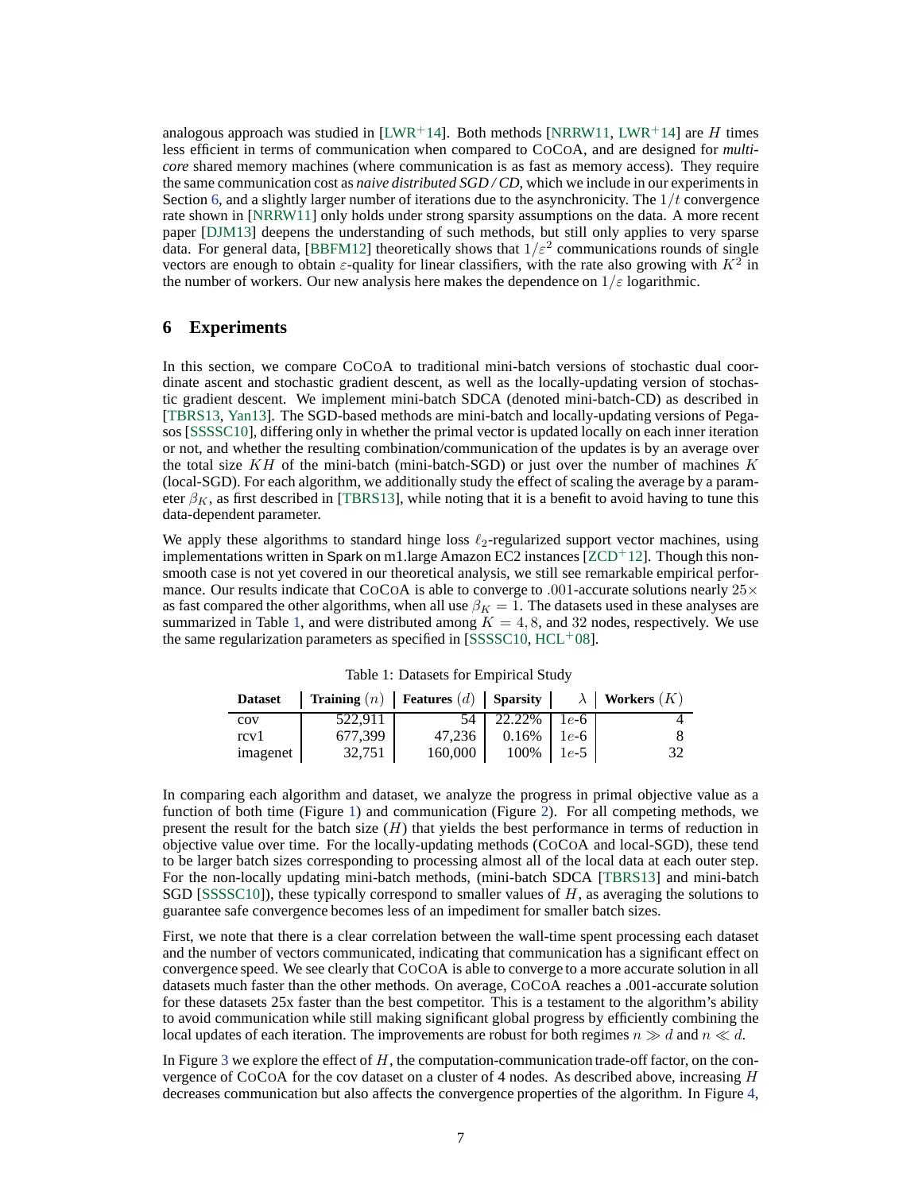analogous approach was studied in [LWR+14]. Both methods [NRRW11, LWR+14] are $H$ times less efficient in terms of communication when compared to CoCoA, and are designed for *multi-core* shared memory machines (where communication is as fast as memory access). They require the same communication cost as *naive distributed SGD / CD*, which we include in our experiments in Section 6, and a slightly larger number of iterations due to the asynchronicity. The $1/t$ convergence rate shown in [NRRW11] only holds under strong sparsity assumptions on the data. A more recent paper [DJM13] deepens the understanding of such methods, but still only applies to very sparse data. For general data, [BBFM12] theoretically shows that $1/\varepsilon^2$ communications rounds of single vectors are enough to obtain $\varepsilon$-quality for linear classifiers, with the rate also growing with $K^2$ in the number of workers. Our new analysis here makes the dependence on $1/\varepsilon$ logarithmic.

## 6 Experiments

In this section, we compare CoCoA to traditional mini-batch versions of stochastic dual coordinate ascent and stochastic gradient descent, as well as the locally-updating version of stochastic gradient descent. We implement mini-batch SDCA (denoted mini-batch-CD) as described in [TBRS13, Yan13]. The SGD-based methods are mini-batch and locally-updating versions of Pegasos [SSSSC10], differing only in whether the primal vector is updated locally on each inner iteration or not, and whether the resulting combination/communication of the updates is by an average over the total size $KH$ of the mini-batch (mini-batch-SGD) or just over the number of machines $K$ (local-SGD). For each algorithm, we additionally study the effect of scaling the average by a parameter $\beta_K$, as first described in [TBRS13], while noting that it is a benefit to avoid having to tune this data-dependent parameter.

We apply these algorithms to standard hinge loss $\ell_2$-regularized support vector machines, using implementations written in Spark on m1.large Amazon EC2 instances [ZCD+12]. Though this non-smooth case is not yet covered in our theoretical analysis, we still see remarkable empirical performance. Our results indicate that CoCoA is able to converge to $.001$-accurate solutions nearly $25\times$ as fast compared the other algorithms, when all use $\beta_K = 1$. The datasets used in these analyses are summarized in Table 1, and were distributed among $K = 4, 8$, and $32$ nodes, respectively. We use the same regularization parameters as specified in [SSSSC10, HCL+08].

Table 1: Datasets for Empirical Study

| **Dataset** | **Training** ($n$) | **Features** ($d$) | **Sparsity** | $\lambda$ | **Workers** ($K$) |
|---|---|---|---|---|---|
| cov | 522,911 | 54 | 22.22% | $1e$-6 | 4 |
| rcv1 | 677,399 | 47,236 | 0.16% | $1e$-6 | 8 |
| imagenet | 32,751 | 160,000 | 100% | $1e$-5 | 32 |

In comparing each algorithm and dataset, we analyze the progress in primal objective value as a function of both time (Figure 1) and communication (Figure 2). For all competing methods, we present the result for the batch size ($H$) that yields the best performance in terms of reduction in objective value over time. For the locally-updating methods (CoCoA and local-SGD), these tend to be larger batch sizes corresponding to processing almost all of the local data at each outer step. For the non-locally updating mini-batch methods, (mini-batch SDCA [TBRS13] and mini-batch SGD [SSSSC10]), these typically correspond to smaller values of $H$, as averaging the solutions to guarantee safe convergence becomes less of an impediment for smaller batch sizes.

First, we note that there is a clear correlation between the wall-time spent processing each dataset and the number of vectors communicated, indicating that communication has a significant effect on convergence speed. We see clearly that CoCoA is able to converge to a more accurate solution in all datasets much faster than the other methods. On average, CoCoA reaches a .001-accurate solution for these datasets 25x faster than the best competitor. This is a testament to the algorithm's ability to avoid communication while still making significant global progress by efficiently combining the local updates of each iteration. The improvements are robust for both regimes $n \gg d$ and $n \ll d$.

In Figure 3 we explore the effect of $H$, the computation-communication trade-off factor, on the convergence of CoCoA for the cov dataset on a cluster of 4 nodes. As described above, increasing $H$ decreases communication but also affects the convergence properties of the algorithm. In Figure 4,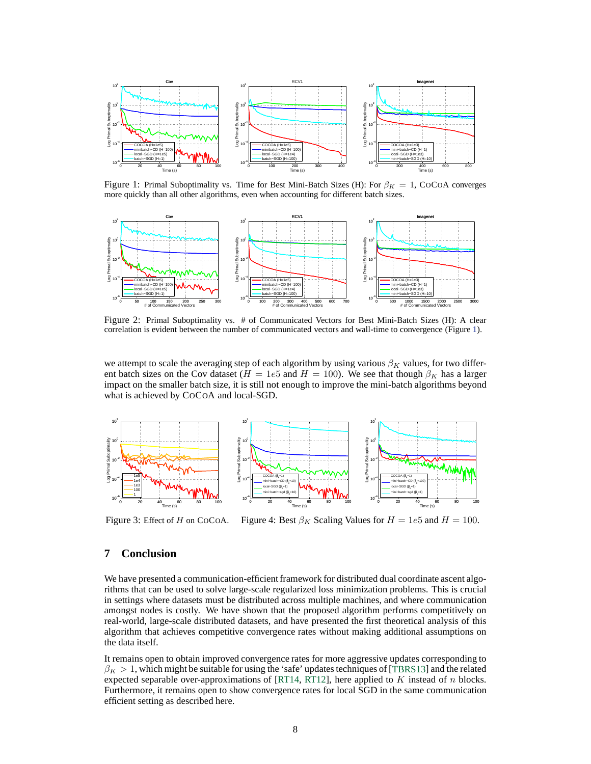Figure 1: Primal Suboptimality vs. Time for Best Mini-Batch Sizes (H): For $\beta_K = 1$, CoCoA converges more quickly than all other algorithms, even when accounting for different batch sizes.

Figure 2: Primal Suboptimality vs. # of Communicated Vectors for Best Mini-Batch Sizes (H): A clear correlation is evident between the number of communicated vectors and wall-time to convergence (Figure 1).

we attempt to scale the averaging step of each algorithm by using various $\beta_K$ values, for two different batch sizes on the Cov dataset ($H = 1e5$ and $H = 100$). We see that though $\beta_K$ has a larger impact on the smaller batch size, it is still not enough to improve the mini-batch algorithms beyond what is achieved by CoCoA and local-SGD.

Figure 3: Effect of $H$ on CoCoA.

Figure 4: Best $\beta_K$ Scaling Values for $H = 1e5$ and $H = 100$.

## 7 Conclusion

We have presented a communication-efficient framework for distributed dual coordinate ascent algorithms that can be used to solve large-scale regularized loss minimization problems. This is crucial in settings where datasets must be distributed across multiple machines, and where communication amongst nodes is costly. We have shown that the proposed algorithm performs competitively on real-world, large-scale distributed datasets, and have presented the first theoretical analysis of this algorithm that achieves competitive convergence rates without making additional assumptions on the data itself.

It remains open to obtain improved convergence rates for more aggressive updates corresponding to $\beta_K > 1$, which might be suitable for using the 'safe' updates techniques of [TBRS13] and the related expected separable over-approximations of [RT14, RT12], here applied to $K$ instead of $n$ blocks. Furthermore, it remains open to show convergence rates for local SGD in the same communication efficient setting as described here.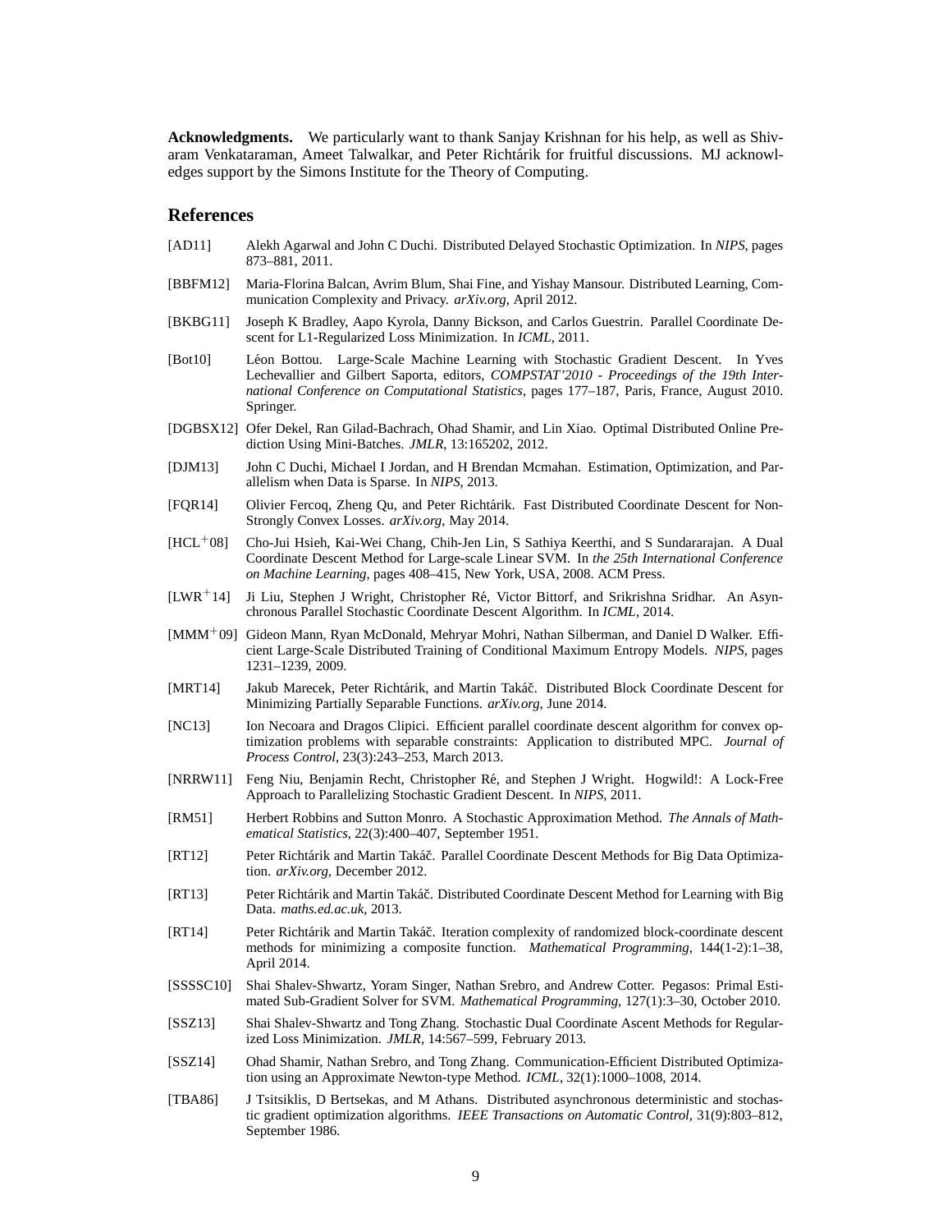**Acknowledgments.** We particularly want to thank Sanjay Krishnan for his help, as well as Shivaram Venkataraman, Ameet Talwalkar, and Peter Richtárik for fruitful discussions. MJ acknowledges support by the Simons Institute for the Theory of Computing.

## References

[AD11] Alekh Agarwal and John C Duchi. Distributed Delayed Stochastic Optimization. In *NIPS*, pages 873–881, 2011.

[BBFM12] Maria-Florina Balcan, Avrim Blum, Shai Fine, and Yishay Mansour. Distributed Learning, Communication Complexity and Privacy. *arXiv.org*, April 2012.

[BKBG11] Joseph K Bradley, Aapo Kyrola, Danny Bickson, and Carlos Guestrin. Parallel Coordinate Descent for L1-Regularized Loss Minimization. In *ICML*, 2011.

[Bot10] Léon Bottou. Large-Scale Machine Learning with Stochastic Gradient Descent. In Yves Lechevallier and Gilbert Saporta, editors, *COMPSTAT'2010 - Proceedings of the 19th International Conference on Computational Statistics*, pages 177–187, Paris, France, August 2010. Springer.

[DGBSX12] Ofer Dekel, Ran Gilad-Bachrach, Ohad Shamir, and Lin Xiao. Optimal Distributed Online Prediction Using Mini-Batches. *JMLR*, 13:165202, 2012.

[DJM13] John C Duchi, Michael I Jordan, and H Brendan Mcmahan. Estimation, Optimization, and Parallelism when Data is Sparse. In *NIPS*, 2013.

[FQR14] Olivier Fercoq, Zheng Qu, and Peter Richtárik. Fast Distributed Coordinate Descent for Non-Strongly Convex Losses. *arXiv.org*, May 2014.

[HCL+08] Cho-Jui Hsieh, Kai-Wei Chang, Chih-Jen Lin, S Sathiya Keerthi, and S Sundararajan. A Dual Coordinate Descent Method for Large-scale Linear SVM. In *the 25th International Conference on Machine Learning*, pages 408–415, New York, USA, 2008. ACM Press.

[LWR+14] Ji Liu, Stephen J Wright, Christopher Ré, Victor Bittorf, and Srikrishna Sridhar. An Asynchronous Parallel Stochastic Coordinate Descent Algorithm. In *ICML*, 2014.

[MMM+09] Gideon Mann, Ryan McDonald, Mehryar Mohri, Nathan Silberman, and Daniel D Walker. Efficient Large-Scale Distributed Training of Conditional Maximum Entropy Models. *NIPS*, pages 1231–1239, 2009.

[MRT14] Jakub Marecek, Peter Richtárik, and Martin Takáč. Distributed Block Coordinate Descent for Minimizing Partially Separable Functions. *arXiv.org*, June 2014.

[NC13] Ion Necoara and Dragos Clipici. Efficient parallel coordinate descent algorithm for convex optimization problems with separable constraints: Application to distributed MPC. *Journal of Process Control*, 23(3):243–253, March 2013.

[NRRW11] Feng Niu, Benjamin Recht, Christopher Ré, and Stephen J Wright. Hogwild!: A Lock-Free Approach to Parallelizing Stochastic Gradient Descent. In *NIPS*, 2011.

[RM51] Herbert Robbins and Sutton Monro. A Stochastic Approximation Method. *The Annals of Mathematical Statistics*, 22(3):400–407, September 1951.

[RT12] Peter Richtárik and Martin Takáč. Parallel Coordinate Descent Methods for Big Data Optimization. *arXiv.org*, December 2012.

[RT13] Peter Richtárik and Martin Takáč. Distributed Coordinate Descent Method for Learning with Big Data. *maths.ed.ac.uk*, 2013.

[RT14] Peter Richtárik and Martin Takáč. Iteration complexity of randomized block-coordinate descent methods for minimizing a composite function. *Mathematical Programming*, 144(1-2):1–38, April 2014.

[SSSSC10] Shai Shalev-Shwartz, Yoram Singer, Nathan Srebro, and Andrew Cotter. Pegasos: Primal Estimated Sub-Gradient Solver for SVM. *Mathematical Programming*, 127(1):3–30, October 2010.

[SSZ13] Shai Shalev-Shwartz and Tong Zhang. Stochastic Dual Coordinate Ascent Methods for Regularized Loss Minimization. *JMLR*, 14:567–599, February 2013.

[SSZ14] Ohad Shamir, Nathan Srebro, and Tong Zhang. Communication-Efficient Distributed Optimization using an Approximate Newton-type Method. *ICML*, 32(1):1000–1008, 2014.

[TBA86] J Tsitsiklis, D Bertsekas, and M Athans. Distributed asynchronous deterministic and stochastic gradient optimization algorithms. *IEEE Transactions on Automatic Control*, 31(9):803–812, September 1986.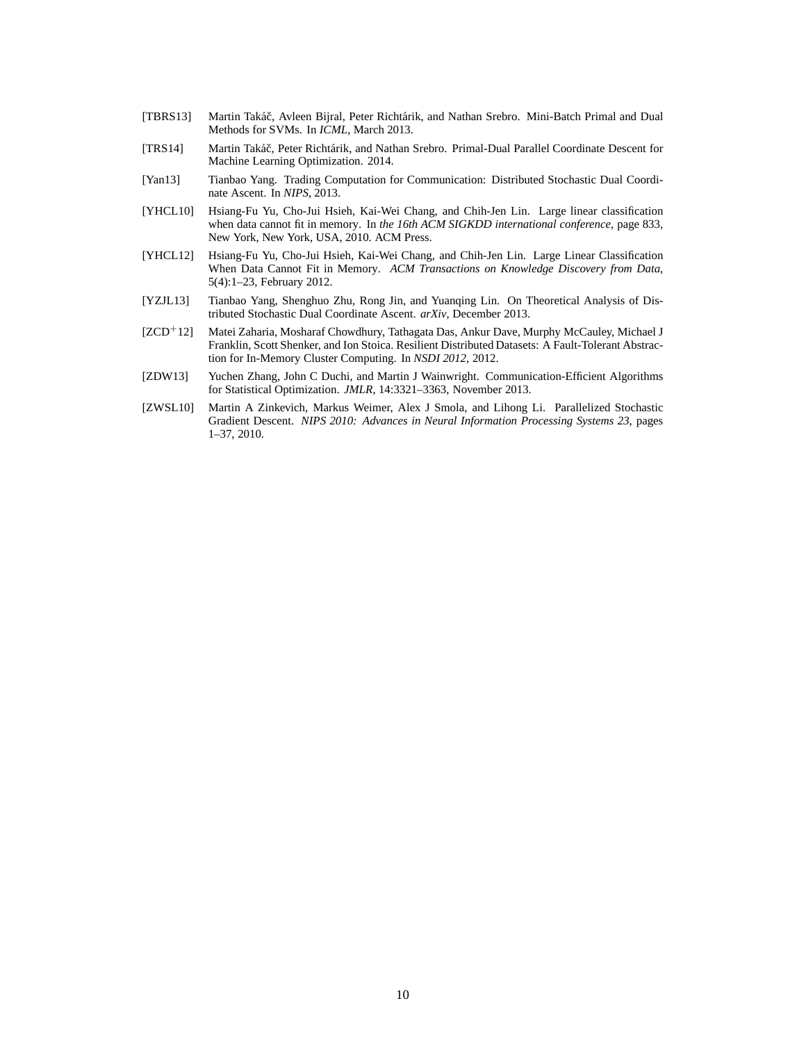[TBRS13] Martin Takáč, Avleen Bijral, Peter Richtárik, and Nathan Srebro. Mini-Batch Primal and Dual Methods for SVMs. In *ICML*, March 2013.

[TRS14] Martin Takáč, Peter Richtárik, and Nathan Srebro. Primal-Dual Parallel Coordinate Descent for Machine Learning Optimization. 2014.

[Yan13] Tianbao Yang. Trading Computation for Communication: Distributed Stochastic Dual Coordinate Ascent. In *NIPS*, 2013.

[YHCL10] Hsiang-Fu Yu, Cho-Jui Hsieh, Kai-Wei Chang, and Chih-Jen Lin. Large linear classification when data cannot fit in memory. In *the 16th ACM SIGKDD international conference*, page 833, New York, New York, USA, 2010. ACM Press.

[YHCL12] Hsiang-Fu Yu, Cho-Jui Hsieh, Kai-Wei Chang, and Chih-Jen Lin. Large Linear Classification When Data Cannot Fit in Memory. *ACM Transactions on Knowledge Discovery from Data*, 5(4):1–23, February 2012.

[YZJL13] Tianbao Yang, Shenghuo Zhu, Rong Jin, and Yuanqing Lin. On Theoretical Analysis of Distributed Stochastic Dual Coordinate Ascent. *arXiv*, December 2013.

[ZCD+12] Matei Zaharia, Mosharaf Chowdhury, Tathagata Das, Ankur Dave, Murphy McCauley, Michael J Franklin, Scott Shenker, and Ion Stoica. Resilient Distributed Datasets: A Fault-Tolerant Abstraction for In-Memory Cluster Computing. In *NSDI 2012*, 2012.

[ZDW13] Yuchen Zhang, John C Duchi, and Martin J Wainwright. Communication-Efficient Algorithms for Statistical Optimization. *JMLR*, 14:3321–3363, November 2013.

[ZWSL10] Martin A Zinkevich, Markus Weimer, Alex J Smola, and Lihong Li. Parallelized Stochastic Gradient Descent. *NIPS 2010: Advances in Neural Information Processing Systems 23*, pages 1–37, 2010.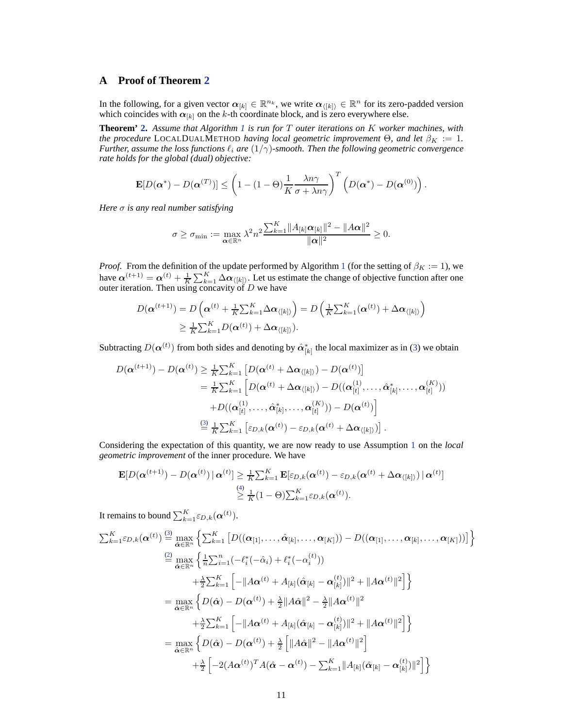## A Proof of Theorem 2

In the following, for a given vector $\boldsymbol{\alpha}_{[k]} \in \mathbb{R}^{n_k}$, we write $\boldsymbol{\alpha}_{\langle [k] \rangle} \in \mathbb{R}^n$ for its zero-padded version which coincides with $\boldsymbol{\alpha}_{[k]}$ on the $k$-th coordinate block, and is zero everywhere else.

**Theorem' 2.** *Assume that Algorithm 1 is run for $T$ outer iterations on $K$ worker machines, with the procedure* LocalDualMethod *having local geometric improvement $\Theta$, and let $\beta_K := 1$. Further, assume the loss functions $\ell_i$ are $(1/\gamma)$-smooth. Then the following geometric convergence rate holds for the global (dual) objective:*

$$\mathbf{E}[D(\boldsymbol{\alpha}^*) - D(\boldsymbol{\alpha}^{(T)})] \leq \left(1 - (1 - \Theta)\frac{1}{K}\frac{\lambda n \gamma}{\sigma + \lambda n \gamma}\right)^T \left(D(\boldsymbol{\alpha}^*) - D(\boldsymbol{\alpha}^{(0)})\right).$$

*Here $\sigma$ is any real number satisfying*

$$\sigma \geq \sigma_{\min} := \max_{\boldsymbol{\alpha} \in \mathbb{R}^n} \lambda^2 n^2 \frac{\sum_{k=1}^K \|A_{[k]}\boldsymbol{\alpha}_{[k]}\|^2 - \|A\boldsymbol{\alpha}\|^2}{\|\boldsymbol{\alpha}\|^2} \geq 0.$$

*Proof.* From the definition of the update performed by Algorithm 1 (for the setting of $\beta_K := 1$), we have $\boldsymbol{\alpha}^{(t+1)} = \boldsymbol{\alpha}^{(t)} + \frac{1}{K}\sum_{k=1}^K \Delta\boldsymbol{\alpha}_{\langle [k] \rangle}$. Let us estimate the change of objective function after one outer iteration. Then using concavity of $D$ we have

$$\begin{aligned}
D(\boldsymbol{\alpha}^{(t+1)}) &= D\left(\boldsymbol{\alpha}^{(t)} + \tfrac{1}{K}\textstyle\sum_{k=1}^K \Delta\boldsymbol{\alpha}_{\langle [k] \rangle}\right) = D\left(\tfrac{1}{K}\textstyle\sum_{k=1}^K (\boldsymbol{\alpha}^{(t)}) + \Delta\boldsymbol{\alpha}_{\langle [k] \rangle}\right) \\
&\geq \tfrac{1}{K}\textstyle\sum_{k=1}^K D(\boldsymbol{\alpha}^{(t)}) + \Delta\boldsymbol{\alpha}_{\langle [k] \rangle}).
\end{aligned}$$

Subtracting $D(\boldsymbol{\alpha}^{(t)})$ from both sides and denoting by $\hat{\boldsymbol{\alpha}}^*_{[k]}$ the local maximizer as in (3) we obtain

$$\begin{aligned}
D(\boldsymbol{\alpha}^{(t+1)}) - D(\boldsymbol{\alpha}^{(t)}) &\geq \tfrac{1}{K}\textstyle\sum_{k=1}^K \left[D(\boldsymbol{\alpha}^{(t)} + \Delta\boldsymbol{\alpha}_{\langle [k] \rangle}) - D(\boldsymbol{\alpha}^{(t)})\right] \\
&= \tfrac{1}{K}\textstyle\sum_{k=1}^K \Big[D(\boldsymbol{\alpha}^{(t)} + \Delta\boldsymbol{\alpha}_{\langle [k] \rangle}) - D((\boldsymbol{\alpha}^{(1)}_{[t]}, \ldots, \hat{\boldsymbol{\alpha}}^*_{[k]}, \ldots, \boldsymbol{\alpha}^{(K)}_{[t]})) \\
&\quad + D((\boldsymbol{\alpha}^{(1)}_{[t]}, \ldots, \hat{\boldsymbol{\alpha}}^*_{[k]}, \ldots, \boldsymbol{\alpha}^{(K)}_{[t]})) - D(\boldsymbol{\alpha}^{(t)})\Big] \\
&\stackrel{(3)}{=} \tfrac{1}{K}\textstyle\sum_{k=1}^K \left[\varepsilon_{D,k}(\boldsymbol{\alpha}^{(t)}) - \varepsilon_{D,k}(\boldsymbol{\alpha}^{(t)} + \Delta\boldsymbol{\alpha}_{\langle [k] \rangle})\right].
\end{aligned}$$

Considering the expectation of this quantity, we are now ready to use Assumption 1 on the *local geometric improvement* of the inner procedure. We have

$$\begin{aligned}
\mathbf{E}[D(\boldsymbol{\alpha}^{(t+1)}) - D(\boldsymbol{\alpha}^{(t)}) \,|\, \boldsymbol{\alpha}^{(t)}] &\geq \tfrac{1}{K}\textstyle\sum_{k=1}^K \mathbf{E}[\varepsilon_{D,k}(\boldsymbol{\alpha}^{(t)}) - \varepsilon_{D,k}(\boldsymbol{\alpha}^{(t)} + \Delta\boldsymbol{\alpha}_{\langle [k] \rangle}) \,|\, \boldsymbol{\alpha}^{(t)}] \\
&\stackrel{(4)}{\geq} \tfrac{1}{K}(1 - \Theta)\textstyle\sum_{k=1}^K \varepsilon_{D,k}(\boldsymbol{\alpha}^{(t)}).
\end{aligned}$$

It remains to bound $\sum_{k=1}^K \varepsilon_{D,k}(\boldsymbol{\alpha}^{(t)})$.

$$\begin{aligned}
\textstyle\sum_{k=1}^K \varepsilon_{D,k}(\boldsymbol{\alpha}^{(t)}) &\stackrel{(3)}{=} \max_{\hat{\boldsymbol{\alpha}} \in \mathbb{R}^n} \left\{\textstyle\sum_{k=1}^K \left[D((\boldsymbol{\alpha}_{[1]}, \ldots, \hat{\boldsymbol{\alpha}}_{[k]}, \ldots, \boldsymbol{\alpha}_{[K]})) - D((\boldsymbol{\alpha}_{[1]}, \ldots, \boldsymbol{\alpha}_{[k]}, \ldots, \boldsymbol{\alpha}_{[K]}))\right]\right\} \\
&\stackrel{(2)}{=} \max_{\hat{\boldsymbol{\alpha}} \in \mathbb{R}^n} \Big\{\tfrac{1}{n}\textstyle\sum_{i=1}^n (-\ell_i^*(-\hat{\alpha}_i) + \ell_i^*(-\alpha_i^{(t)})) \\
&\quad + \tfrac{\lambda}{2}\textstyle\sum_{k=1}^K \left[-\|A\boldsymbol{\alpha}^{(t)} + A_{[k]}(\hat{\boldsymbol{\alpha}}_{[k]} - \boldsymbol{\alpha}^{(t)}_{[k]})\|^2 + \|A\boldsymbol{\alpha}^{(t)}\|^2\right]\Big\} \\
&= \max_{\hat{\boldsymbol{\alpha}} \in \mathbb{R}^n} \Big\{D(\hat{\boldsymbol{\alpha}}) - D(\boldsymbol{\alpha}^{(t)}) + \tfrac{\lambda}{2}\|A\hat{\boldsymbol{\alpha}}\|^2 - \tfrac{\lambda}{2}\|A\boldsymbol{\alpha}^{(t)}\|^2 \\
&\quad + \tfrac{\lambda}{2}\textstyle\sum_{k=1}^K \left[-\|A\boldsymbol{\alpha}^{(t)} + A_{[k]}(\hat{\boldsymbol{\alpha}}_{[k]} - \boldsymbol{\alpha}^{(t)}_{[k]})\|^2 + \|A\boldsymbol{\alpha}^{(t)}\|^2\right]\Big\} \\
&= \max_{\hat{\boldsymbol{\alpha}} \in \mathbb{R}^n} \Big\{D(\hat{\boldsymbol{\alpha}}) - D(\boldsymbol{\alpha}^{(t)}) + \tfrac{\lambda}{2}\left[\|A\hat{\boldsymbol{\alpha}}\|^2 - \|A\boldsymbol{\alpha}^{(t)}\|^2\right] \\
&\quad + \tfrac{\lambda}{2}\left[-2(A\boldsymbol{\alpha}^{(t)})^T A(\hat{\boldsymbol{\alpha}} - \boldsymbol{\alpha}^{(t)}) - \textstyle\sum_{k=1}^K \|A_{[k]}(\hat{\boldsymbol{\alpha}}_{[k]} - \boldsymbol{\alpha}^{(t)}_{[k]})\|^2\right]\Big\}
\end{aligned}$$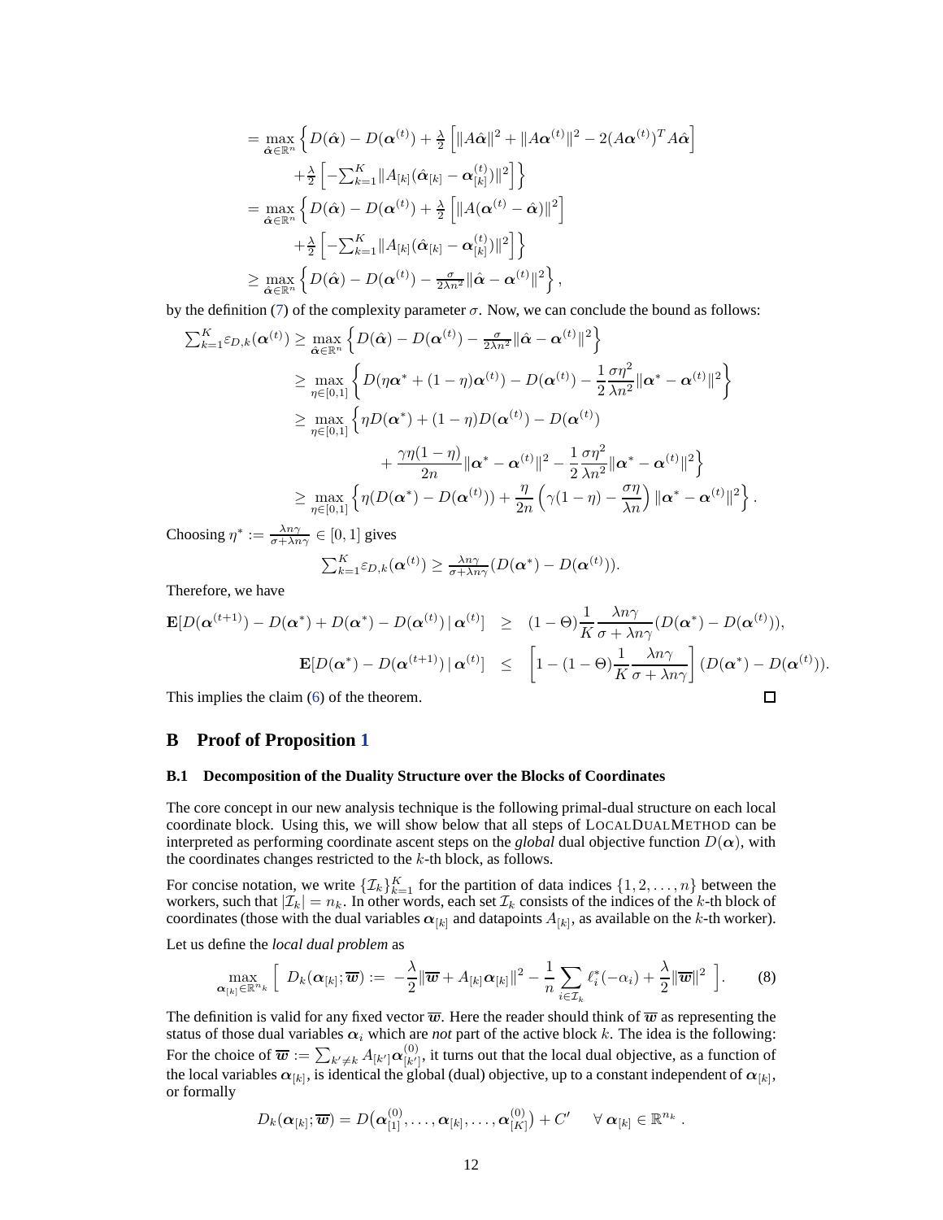$$
\begin{aligned}
&= \max_{\hat{\boldsymbol{\alpha}} \in \mathbb{R}^n} \Big\{ D(\hat{\boldsymbol{\alpha}}) - D(\boldsymbol{\alpha}^{(t)}) + \tfrac{\lambda}{2} \Big[ \|A\hat{\boldsymbol{\alpha}}\|^2 + \|A\boldsymbol{\alpha}^{(t)}\|^2 - 2(A\boldsymbol{\alpha}^{(t)})^T A \hat{\boldsymbol{\alpha}} \Big] \\
&\qquad + \tfrac{\lambda}{2} \Big[ -\textstyle\sum_{k=1}^K \|A_{[k]}(\hat{\boldsymbol{\alpha}}_{[k]} - \boldsymbol{\alpha}_{[k]}^{(t)})\|^2 \Big] \Big\} \\
&= \max_{\hat{\boldsymbol{\alpha}} \in \mathbb{R}^n} \Big\{ D(\hat{\boldsymbol{\alpha}}) - D(\boldsymbol{\alpha}^{(t)}) + \tfrac{\lambda}{2} \Big[ \|A(\boldsymbol{\alpha}^{(t)} - \hat{\boldsymbol{\alpha}})\|^2 \Big] \\
&\qquad + \tfrac{\lambda}{2} \Big[ -\textstyle\sum_{k=1}^K \|A_{[k]}(\hat{\boldsymbol{\alpha}}_{[k]} - \boldsymbol{\alpha}_{[k]}^{(t)})\|^2 \Big] \Big\} \\
&\geq \max_{\hat{\boldsymbol{\alpha}} \in \mathbb{R}^n} \Big\{ D(\hat{\boldsymbol{\alpha}}) - D(\boldsymbol{\alpha}^{(t)}) - \tfrac{\sigma}{2\lambda n^2} \|\hat{\boldsymbol{\alpha}} - \boldsymbol{\alpha}^{(t)}\|^2 \Big\},
\end{aligned}
$$

by the definition (7) of the complexity parameter $\sigma$. Now, we can conclude the bound as follows:

$$
\begin{aligned}
\textstyle\sum_{k=1}^K \varepsilon_{D,k}(\boldsymbol{\alpha}^{(t)}) &\geq \max_{\hat{\boldsymbol{\alpha}} \in \mathbb{R}^n} \Big\{ D(\hat{\boldsymbol{\alpha}}) - D(\boldsymbol{\alpha}^{(t)}) - \tfrac{\sigma}{2\lambda n^2} \|\hat{\boldsymbol{\alpha}} - \boldsymbol{\alpha}^{(t)}\|^2 \Big\} \\
&\geq \max_{\eta \in [0,1]} \left\{ D(\eta \boldsymbol{\alpha}^* + (1-\eta)\boldsymbol{\alpha}^{(t)}) - D(\boldsymbol{\alpha}^{(t)}) - \frac{1}{2} \frac{\sigma \eta^2}{\lambda n^2} \|\boldsymbol{\alpha}^* - \boldsymbol{\alpha}^{(t)}\|^2 \right\} \\
&\geq \max_{\eta \in [0,1]} \Big\{ \eta D(\boldsymbol{\alpha}^*) + (1-\eta) D(\boldsymbol{\alpha}^{(t)}) - D(\boldsymbol{\alpha}^{(t)}) \\
&\qquad + \frac{\gamma \eta (1-\eta)}{2n} \|\boldsymbol{\alpha}^* - \boldsymbol{\alpha}^{(t)}\|^2 - \frac{1}{2} \frac{\sigma \eta^2}{\lambda n^2} \|\boldsymbol{\alpha}^* - \boldsymbol{\alpha}^{(t)}\|^2 \Big\} \\
&\geq \max_{\eta \in [0,1]} \left\{ \eta (D(\boldsymbol{\alpha}^*) - D(\boldsymbol{\alpha}^{(t)})) + \frac{\eta}{2n} \left( \gamma (1-\eta) - \frac{\sigma \eta}{\lambda n} \right) \|\boldsymbol{\alpha}^* - \boldsymbol{\alpha}^{(t)}\|^2 \right\}.
\end{aligned}
$$

Choosing $\eta^* := \frac{\lambda n \gamma}{\sigma + \lambda n \gamma} \in [0,1]$ gives

$$
\textstyle\sum_{k=1}^K \varepsilon_{D,k}(\boldsymbol{\alpha}^{(t)}) \geq \frac{\lambda n \gamma}{\sigma + \lambda n \gamma} (D(\boldsymbol{\alpha}^*) - D(\boldsymbol{\alpha}^{(t)})).
$$

Therefore, we have

$$
\begin{aligned}
\mathbf{E}[D(\boldsymbol{\alpha}^{(t+1)}) - D(\boldsymbol{\alpha}^*) + D(\boldsymbol{\alpha}^*) - D(\boldsymbol{\alpha}^{(t)}) \,|\, \boldsymbol{\alpha}^{(t)}] &\geq (1-\Theta) \frac{1}{K} \frac{\lambda n \gamma}{\sigma + \lambda n \gamma} (D(\boldsymbol{\alpha}^*) - D(\boldsymbol{\alpha}^{(t)})), \\
\mathbf{E}[D(\boldsymbol{\alpha}^*) - D(\boldsymbol{\alpha}^{(t+1)}) \,|\, \boldsymbol{\alpha}^{(t)}] &\leq \left[ 1 - (1-\Theta) \frac{1}{K} \frac{\lambda n \gamma}{\sigma + \lambda n \gamma} \right] (D(\boldsymbol{\alpha}^*) - D(\boldsymbol{\alpha}^{(t)})).
\end{aligned}
$$

This implies the claim (6) of the theorem. □

## B Proof of Proposition 1

### B.1 Decomposition of the Duality Structure over the Blocks of Coordinates

The core concept in our new analysis technique is the following primal-dual structure on each local coordinate block. Using this, we will show below that all steps of LocalDualMethod can be interpreted as performing coordinate ascent steps on the *global* dual objective function $D(\boldsymbol{\alpha})$, with the coordinates changes restricted to the $k$-th block, as follows.

For concise notation, we write $\{\mathcal{I}_k\}_{k=1}^K$ for the partition of data indices $\{1, 2, \ldots, n\}$ between the workers, such that $|\mathcal{I}_k| = n_k$. In other words, each set $\mathcal{I}_k$ consists of the indices of the $k$-th block of coordinates (those with the dual variables $\boldsymbol{\alpha}_{[k]}$ and datapoints $A_{[k]}$, as available on the $k$-th worker).

Let us define the *local dual problem* as

$$
\max_{\boldsymbol{\alpha}_{[k]} \in \mathbb{R}^{n_k}} \Big[ \; D_k(\boldsymbol{\alpha}_{[k]}; \overline{\boldsymbol{w}}) := -\frac{\lambda}{2} \|\overline{\boldsymbol{w}} + A_{[k]} \boldsymbol{\alpha}_{[k]}\|^2 - \frac{1}{n} \sum_{i \in \mathcal{I}_k} \ell_i^*(-\alpha_i) + \frac{\lambda}{2} \|\overline{\boldsymbol{w}}\|^2 \; \Big]. \tag{8}
$$

The definition is valid for any fixed vector $\overline{\boldsymbol{w}}$. Here the reader should think of $\overline{\boldsymbol{w}}$ as representing the status of those dual variables $\boldsymbol{\alpha}_i$ which are *not* part of the active block $k$. The idea is the following: For the choice of $\overline{\boldsymbol{w}} := \sum_{k' \neq k} A_{[k']} \boldsymbol{\alpha}_{[k']}^{(0)}$, it turns out that the local dual objective, as a function of the local variables $\boldsymbol{\alpha}_{[k]}$, is identical the global (dual) objective, up to a constant independent of $\boldsymbol{\alpha}_{[k]}$, or formally

$$
D_k(\boldsymbol{\alpha}_{[k]}; \overline{\boldsymbol{w}}) = D\big(\boldsymbol{\alpha}_{[1]}^{(0)}, \ldots, \boldsymbol{\alpha}_{[k]}, \ldots, \boldsymbol{\alpha}_{[K]}^{(0)}\big) + C' \qquad \forall \; \boldsymbol{\alpha}_{[k]} \in \mathbb{R}^{n_k} \; .
$$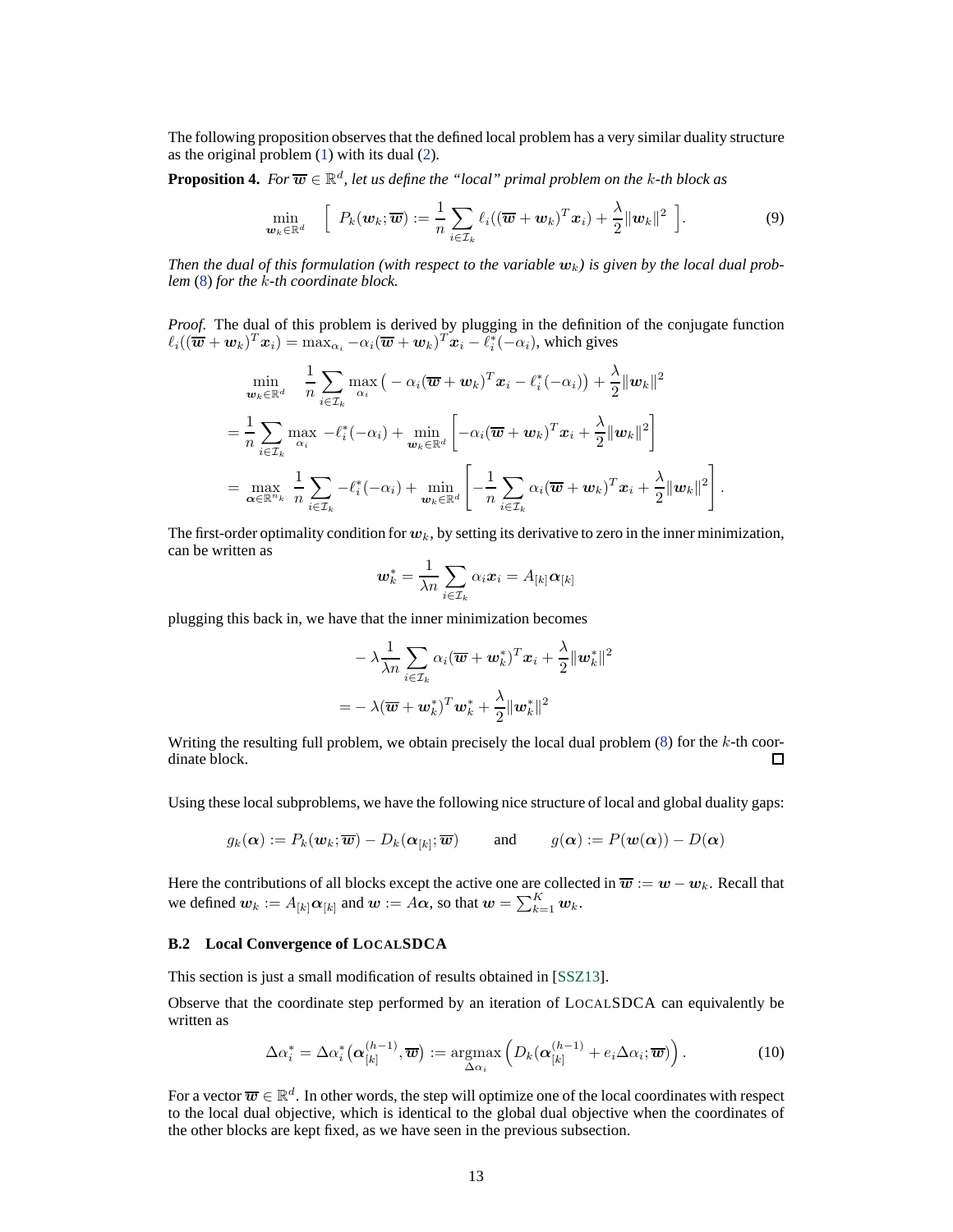The following proposition observes that the defined local problem has a very similar duality structure as the original problem (1) with its dual (2).

**Proposition 4.** *For $\overline{\boldsymbol{w}} \in \mathbb{R}^d$, let us define the "local" primal problem on the $k$-th block as*

$$\min_{\boldsymbol{w}_k \in \mathbb{R}^d} \quad \Big[ \; P_k(\boldsymbol{w}_k; \overline{\boldsymbol{w}}) := \frac{1}{n} \sum_{i \in \mathcal{I}_k} \ell_i((\overline{\boldsymbol{w}} + \boldsymbol{w}_k)^T \boldsymbol{x}_i) + \frac{\lambda}{2} \|\boldsymbol{w}_k\|^2 \; \Big]. \tag{9}$$

*Then the dual of this formulation (with respect to the variable $\boldsymbol{w}_k$) is given by the local dual problem (8) for the $k$-th coordinate block.*

*Proof.* The dual of this problem is derived by plugging in the definition of the conjugate function $\ell_i((\overline{\boldsymbol{w}} + \boldsymbol{w}_k)^T \boldsymbol{x}_i) = \max_{\alpha_i} -\alpha_i(\overline{\boldsymbol{w}} + \boldsymbol{w}_k)^T \boldsymbol{x}_i - \ell_i^*(-\alpha_i)$, which gives

$$\begin{aligned}
&\min_{\boldsymbol{w}_k \in \mathbb{R}^d} \quad \frac{1}{n} \sum_{i \in \mathcal{I}_k} \max_{\alpha_i} \big( -\alpha_i(\overline{\boldsymbol{w}} + \boldsymbol{w}_k)^T \boldsymbol{x}_i - \ell_i^*(-\alpha_i) \big) + \frac{\lambda}{2} \|\boldsymbol{w}_k\|^2 \\
&= \frac{1}{n} \sum_{i \in \mathcal{I}_k} \max_{\alpha_i} -\ell_i^*(-\alpha_i) + \min_{\boldsymbol{w}_k \in \mathbb{R}^d} \left[ -\alpha_i(\overline{\boldsymbol{w}} + \boldsymbol{w}_k)^T \boldsymbol{x}_i + \frac{\lambda}{2} \|\boldsymbol{w}_k\|^2 \right] \\
&= \max_{\boldsymbol{\alpha} \in \mathbb{R}^{n_k}} \frac{1}{n} \sum_{i \in \mathcal{I}_k} -\ell_i^*(-\alpha_i) + \min_{\boldsymbol{w}_k \in \mathbb{R}^d} \left[ -\frac{1}{n} \sum_{i \in \mathcal{I}_k} \alpha_i(\overline{\boldsymbol{w}} + \boldsymbol{w}_k)^T \boldsymbol{x}_i + \frac{\lambda}{2} \|\boldsymbol{w}_k\|^2 \right].
\end{aligned}$$

The first-order optimality condition for $\boldsymbol{w}_k$, by setting its derivative to zero in the inner minimization, can be written as

$$\boldsymbol{w}_k^* = \frac{1}{\lambda n} \sum_{i \in \mathcal{I}_k} \alpha_i \boldsymbol{x}_i = A_{[k]} \boldsymbol{\alpha}_{[k]}$$

plugging this back in, we have that the inner minimization becomes

$$\begin{aligned}
&-\lambda \frac{1}{\lambda n} \sum_{i \in \mathcal{I}_k} \alpha_i (\overline{\boldsymbol{w}} + \boldsymbol{w}_k^*)^T \boldsymbol{x}_i + \frac{\lambda}{2} \|\boldsymbol{w}_k^*\|^2 \\
&= -\lambda (\overline{\boldsymbol{w}} + \boldsymbol{w}_k^*)^T \boldsymbol{w}_k^* + \frac{\lambda}{2} \|\boldsymbol{w}_k^*\|^2
\end{aligned}$$

Writing the resulting full problem, we obtain precisely the local dual problem (8) for the $k$-th coordinate block. $\square$

Using these local subproblems, we have the following nice structure of local and global duality gaps:

$$g_k(\boldsymbol{\alpha}) := P_k(\boldsymbol{w}_k; \overline{\boldsymbol{w}}) - D_k(\boldsymbol{\alpha}_{[k]}; \overline{\boldsymbol{w}}) \qquad \text{and} \qquad g(\boldsymbol{\alpha}) := P(\boldsymbol{w}(\boldsymbol{\alpha})) - D(\boldsymbol{\alpha})$$

Here the contributions of all blocks except the active one are collected in $\overline{\boldsymbol{w}} := \boldsymbol{w} - \boldsymbol{w}_k$. Recall that we defined $\boldsymbol{w}_k := A_{[k]} \boldsymbol{\alpha}_{[k]}$ and $\boldsymbol{w} := A\boldsymbol{\alpha}$, so that $\boldsymbol{w} = \sum_{k=1}^K \boldsymbol{w}_k$.

### B.2 Local Convergence of LocalSDCA

This section is just a small modification of results obtained in [SSZ13].

Observe that the coordinate step performed by an iteration of LocalSDCA can equivalently be written as

$$\Delta\alpha_i^* = \Delta\alpha_i^*\big(\boldsymbol{\alpha}_{[k]}^{(h-1)}, \overline{\boldsymbol{w}}\big) := \operatorname*{argmax}_{\Delta\alpha_i} \Big( D_k(\boldsymbol{\alpha}_{[k]}^{(h-1)} + e_i \Delta\alpha_i; \overline{\boldsymbol{w}}) \Big). \tag{10}$$

For a vector $\overline{\boldsymbol{w}} \in \mathbb{R}^d$. In other words, the step will optimize one of the local coordinates with respect to the local dual objective, which is identical to the global dual objective when the coordinates of the other blocks are kept fixed, as we have seen in the previous subsection.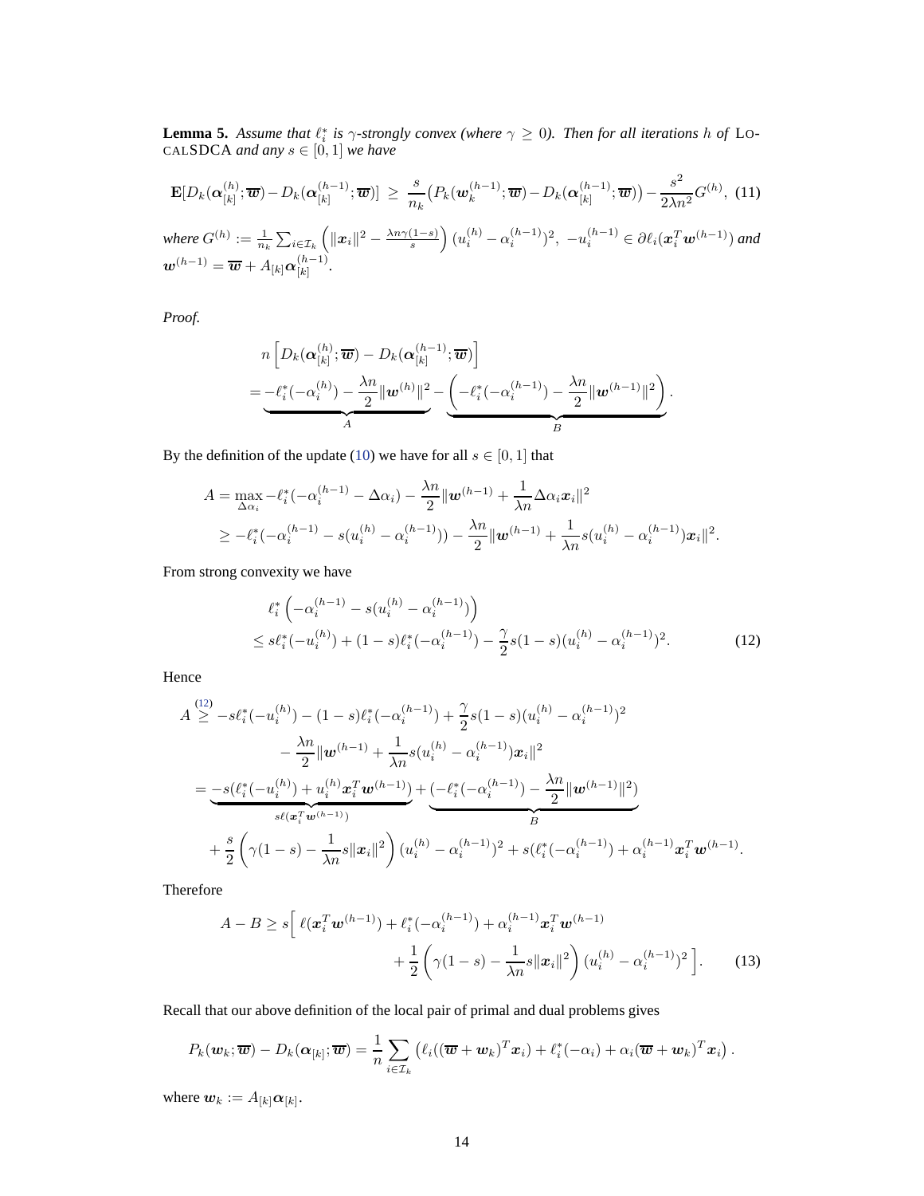**Lemma 5.** *Assume that $\ell_i^*$ is $\gamma$-strongly convex (where $\gamma \geq 0$). Then for all iterations $h$ of* LOCALSDCA *and any $s \in [0,1]$ we have*

$$\mathbf{E}[D_k(\boldsymbol{\alpha}_{[k]}^{(h)};\overline{\boldsymbol{w}}) - D_k(\boldsymbol{\alpha}_{[k]}^{(h-1)};\overline{\boldsymbol{w}})] \;\geq\; \frac{s}{n_k}\big(P_k(\boldsymbol{w}_k^{(h-1)};\overline{\boldsymbol{w}}) - D_k(\boldsymbol{\alpha}_{[k]}^{(h-1)};\overline{\boldsymbol{w}})\big) - \frac{s^2}{2\lambda n^2}G^{(h)}, \quad (11)$$

*where $G^{(h)} := \frac{1}{n_k}\sum_{i\in\mathcal{I}_k}\left(\|\boldsymbol{x}_i\|^2 - \frac{\lambda n \gamma(1-s)}{s}\right)(u_i^{(h)} - \alpha_i^{(h-1)})^2$, $-u_i^{(h-1)} \in \partial \ell_i(\boldsymbol{x}_i^T \boldsymbol{w}^{(h-1)})$ and $\boldsymbol{w}^{(h-1)} = \overline{\boldsymbol{w}} + A_{[k]}\boldsymbol{\alpha}_{[k]}^{(h-1)}$.*

*Proof.*

$$\begin{aligned}
&n\left[D_k(\boldsymbol{\alpha}_{[k]}^{(h)};\overline{\boldsymbol{w}}) - D_k(\boldsymbol{\alpha}_{[k]}^{(h-1)};\overline{\boldsymbol{w}})\right] \\
&= \underbrace{-\ell_i^*(-\alpha_i^{(h)}) - \frac{\lambda n}{2}\|\boldsymbol{w}^{(h)}\|^2}_{A} - \underbrace{\left(-\ell_i^*(-\alpha_i^{(h-1)}) - \frac{\lambda n}{2}\|\boldsymbol{w}^{(h-1)}\|^2\right)}_{B}.
\end{aligned}$$

By the definition of the update (10) we have for all $s \in [0,1]$ that

$$\begin{aligned}
A &= \max_{\Delta\alpha_i} -\ell_i^*(-\alpha_i^{(h-1)} - \Delta\alpha_i) - \frac{\lambda n}{2}\|\boldsymbol{w}^{(h-1)} + \frac{1}{\lambda n}\Delta\alpha_i \boldsymbol{x}_i\|^2 \\
&\geq -\ell_i^*(-\alpha_i^{(h-1)} - s(u_i^{(h)} - \alpha_i^{(h-1)})) - \frac{\lambda n}{2}\|\boldsymbol{w}^{(h-1)} + \frac{1}{\lambda n}s(u_i^{(h)} - \alpha_i^{(h-1)})\boldsymbol{x}_i\|^2.
\end{aligned}$$

From strong convexity we have

$$\begin{aligned}
&\ell_i^*\left(-\alpha_i^{(h-1)} - s(u_i^{(h)} - \alpha_i^{(h-1)})\right) \\
&\leq s\ell_i^*(-u_i^{(h)}) + (1-s)\ell_i^*(-\alpha_i^{(h-1)}) - \frac{\gamma}{2}s(1-s)(u_i^{(h)} - \alpha_i^{(h-1)})^2. \qquad (12)
\end{aligned}$$

Hence

$$\begin{aligned}
A &\overset{(12)}{\geq} -s\ell_i^*(-u_i^{(h)}) - (1-s)\ell_i^*(-\alpha_i^{(h-1)}) + \frac{\gamma}{2}s(1-s)(u_i^{(h)} - \alpha_i^{(h-1)})^2 \\
&\qquad - \frac{\lambda n}{2}\|\boldsymbol{w}^{(h-1)} + \frac{1}{\lambda n}s(u_i^{(h)} - \alpha_i^{(h-1)})\boldsymbol{x}_i\|^2 \\
&= \underbrace{-s(\ell_i^*(-u_i^{(h)}) + u_i^{(h)}\boldsymbol{x}_i^T\boldsymbol{w}^{(h-1)})}_{s\ell(\boldsymbol{x}_i^T\boldsymbol{w}^{(h-1)})} + \underbrace{(-\ell_i^*(-\alpha_i^{(h-1)}) - \frac{\lambda n}{2}\|\boldsymbol{w}^{(h-1)}\|^2)}_{B} \\
&\qquad + \frac{s}{2}\left(\gamma(1-s) - \frac{1}{\lambda n}s\|\boldsymbol{x}_i\|^2\right)(u_i^{(h)} - \alpha_i^{(h-1)})^2 + s(\ell_i^*(-\alpha_i^{(h-1)}) + \alpha_i^{(h-1)}\boldsymbol{x}_i^T\boldsymbol{w}^{(h-1)}.
\end{aligned}$$

Therefore

$$\begin{aligned}
A - B \geq s\Big[\,&\ell(\boldsymbol{x}_i^T\boldsymbol{w}^{(h-1)}) + \ell_i^*(-\alpha_i^{(h-1)}) + \alpha_i^{(h-1)}\boldsymbol{x}_i^T\boldsymbol{w}^{(h-1)} \\
&+ \frac{1}{2}\left(\gamma(1-s) - \frac{1}{\lambda n}s\|\boldsymbol{x}_i\|^2\right)(u_i^{(h)} - \alpha_i^{(h-1)})^2\,\Big]. \qquad (13)
\end{aligned}$$

Recall that our above definition of the local pair of primal and dual problems gives

$$P_k(\boldsymbol{w}_k;\overline{\boldsymbol{w}}) - D_k(\boldsymbol{\alpha}_{[k]};\overline{\boldsymbol{w}}) = \frac{1}{n}\sum_{i\in\mathcal{I}_k}\left(\ell_i((\overline{\boldsymbol{w}} + \boldsymbol{w}_k)^T\boldsymbol{x}_i) + \ell_i^*(-\alpha_i) + \alpha_i(\overline{\boldsymbol{w}} + \boldsymbol{w}_k)^T\boldsymbol{x}_i\right).$$

where $\boldsymbol{w}_k := A_{[k]}\boldsymbol{\alpha}_{[k]}$.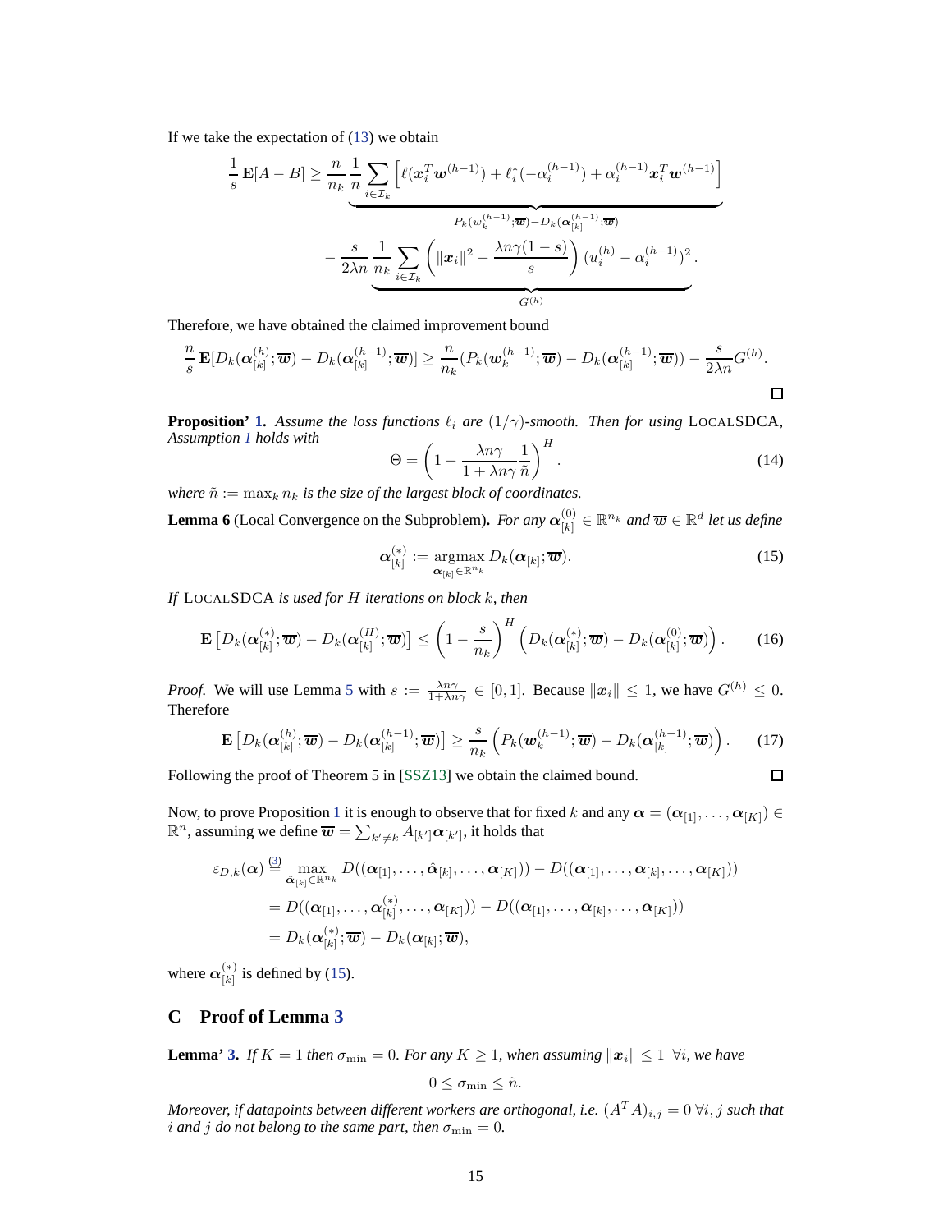If we take the expectation of (13) we obtain

$$\frac{1}{s}\mathbf{E}[A-B] \geq \underbrace{\frac{n}{n_k}\frac{1}{n}\sum_{i\in\mathcal{I}_k}\left[\ell(\boldsymbol{x}_i^T\boldsymbol{w}^{(h-1)}) + \ell_i^*(-\alpha_i^{(h-1)}) + \alpha_i^{(h-1)}\boldsymbol{x}_i^T\boldsymbol{w}^{(h-1)}\right]}_{P_k(w_k^{(h-1)};\overline{\boldsymbol{w}}) - D_k(\boldsymbol{\alpha}_{[k]}^{(h-1)};\overline{\boldsymbol{w}})}$$

$$-\frac{s}{2\lambda n}\underbrace{\frac{1}{n_k}\sum_{i\in\mathcal{I}_k}\left(\|\boldsymbol{x}_i\|^2 - \frac{\lambda n\gamma(1-s)}{s}\right)(u_i^{(h)} - \alpha_i^{(h-1)})^2}_{G^{(h)}}.$$

Therefore, we have obtained the claimed improvement bound

$$\frac{n}{s}\mathbf{E}[D_k(\boldsymbol{\alpha}_{[k]}^{(h)};\overline{\boldsymbol{w}}) - D_k(\boldsymbol{\alpha}_{[k]}^{(h-1)};\overline{\boldsymbol{w}})] \geq \frac{n}{n_k}(P_k(\boldsymbol{w}_k^{(h-1)};\overline{\boldsymbol{w}}) - D_k(\boldsymbol{\alpha}_{[k]}^{(h-1)};\overline{\boldsymbol{w}})) - \frac{s}{2\lambda n}G^{(h)}.$$

□

**Proposition' 1.** *Assume the loss functions $\ell_i$ are $(1/\gamma)$-smooth. Then for using* LOCALSDCA, *Assumption 1 holds with*

$$\Theta = \left(1 - \frac{\lambda n\gamma}{1+\lambda n\gamma}\frac{1}{\tilde{n}}\right)^H. \tag{14}$$

*where $\tilde{n} := \max_k n_k$ is the size of the largest block of coordinates.*

**Lemma 6** (Local Convergence on the Subproblem)**.** *For any $\boldsymbol{\alpha}_{[k]}^{(0)} \in \mathbb{R}^{n_k}$ and $\overline{\boldsymbol{w}} \in \mathbb{R}^d$ let us define*

$$\boldsymbol{\alpha}_{[k]}^{(*)} := \underset{\boldsymbol{\alpha}_{[k]}\in\mathbb{R}^{n_k}}{\operatorname{argmax}} D_k(\boldsymbol{\alpha}_{[k]};\overline{\boldsymbol{w}}). \tag{15}$$

*If* LOCALSDCA *is used for $H$ iterations on block $k$, then*

$$\mathbf{E}\left[D_k(\boldsymbol{\alpha}_{[k]}^{(*)};\overline{\boldsymbol{w}}) - D_k(\boldsymbol{\alpha}_{[k]}^{(H)};\overline{\boldsymbol{w}})\right] \leq \left(1 - \frac{s}{n_k}\right)^H\left(D_k(\boldsymbol{\alpha}_{[k]}^{(*)};\overline{\boldsymbol{w}}) - D_k(\boldsymbol{\alpha}_{[k]}^{(0)};\overline{\boldsymbol{w}})\right). \tag{16}$$

*Proof.* We will use Lemma 5 with $s := \frac{\lambda n\gamma}{1+\lambda n\gamma} \in [0,1]$. Because $\|\boldsymbol{x}_i\| \leq 1$, we have $G^{(h)} \leq 0$. Therefore

$$\mathbf{E}\left[D_k(\boldsymbol{\alpha}_{[k]}^{(h)};\overline{\boldsymbol{w}}) - D_k(\boldsymbol{\alpha}_{[k]}^{(h-1)};\overline{\boldsymbol{w}})\right] \geq \frac{s}{n_k}\left(P_k(\boldsymbol{w}_k^{(h-1)};\overline{\boldsymbol{w}}) - D_k(\boldsymbol{\alpha}_{[k]}^{(h-1)};\overline{\boldsymbol{w}})\right). \tag{17}$$

Following the proof of Theorem 5 in [SSZ13] we obtain the claimed bound. □

Now, to prove Proposition 1 it is enough to observe that for fixed $k$ and any $\boldsymbol{\alpha} = (\boldsymbol{\alpha}_{[1]},\dots,\boldsymbol{\alpha}_{[K]}) \in \mathbb{R}^n$, assuming we define $\overline{\boldsymbol{w}} = \sum_{k'\neq k} A_{[k']}\boldsymbol{\alpha}_{[k']}$, it holds that

$$\begin{aligned}
\varepsilon_{D,k}(\boldsymbol{\alpha}) &\overset{(3)}{=} \max_{\hat{\boldsymbol{\alpha}}_{[k]}\in\mathbb{R}^{n_k}} D((\boldsymbol{\alpha}_{[1]},\dots,\hat{\boldsymbol{\alpha}}_{[k]},\dots,\boldsymbol{\alpha}_{[K]})) - D((\boldsymbol{\alpha}_{[1]},\dots,\boldsymbol{\alpha}_{[k]},\dots,\boldsymbol{\alpha}_{[K]})) \\
&= D((\boldsymbol{\alpha}_{[1]},\dots,\boldsymbol{\alpha}_{[k]}^{(*)},\dots,\boldsymbol{\alpha}_{[K]})) - D((\boldsymbol{\alpha}_{[1]},\dots,\boldsymbol{\alpha}_{[k]},\dots,\boldsymbol{\alpha}_{[K]})) \\
&= D_k(\boldsymbol{\alpha}_{[k]}^{(*)};\overline{\boldsymbol{w}}) - D_k(\boldsymbol{\alpha}_{[k]};\overline{\boldsymbol{w}}),
\end{aligned}$$

where $\boldsymbol{\alpha}_{[k]}^{(*)}$ is defined by (15).

## C Proof of Lemma 3

**Lemma' 3.** *If $K=1$ then $\sigma_{\min}=0$. For any $K\geq 1$, when assuming $\|\boldsymbol{x}_i\|\leq 1\ \forall i$, we have*

$$0 \leq \sigma_{\min} \leq \tilde{n}.$$

*Moreover, if datapoints between different workers are orthogonal, i.e. $(A^TA)_{i,j} = 0\ \forall i,j$ such that $i$ and $j$ do not belong to the same part, then $\sigma_{\min} = 0$.*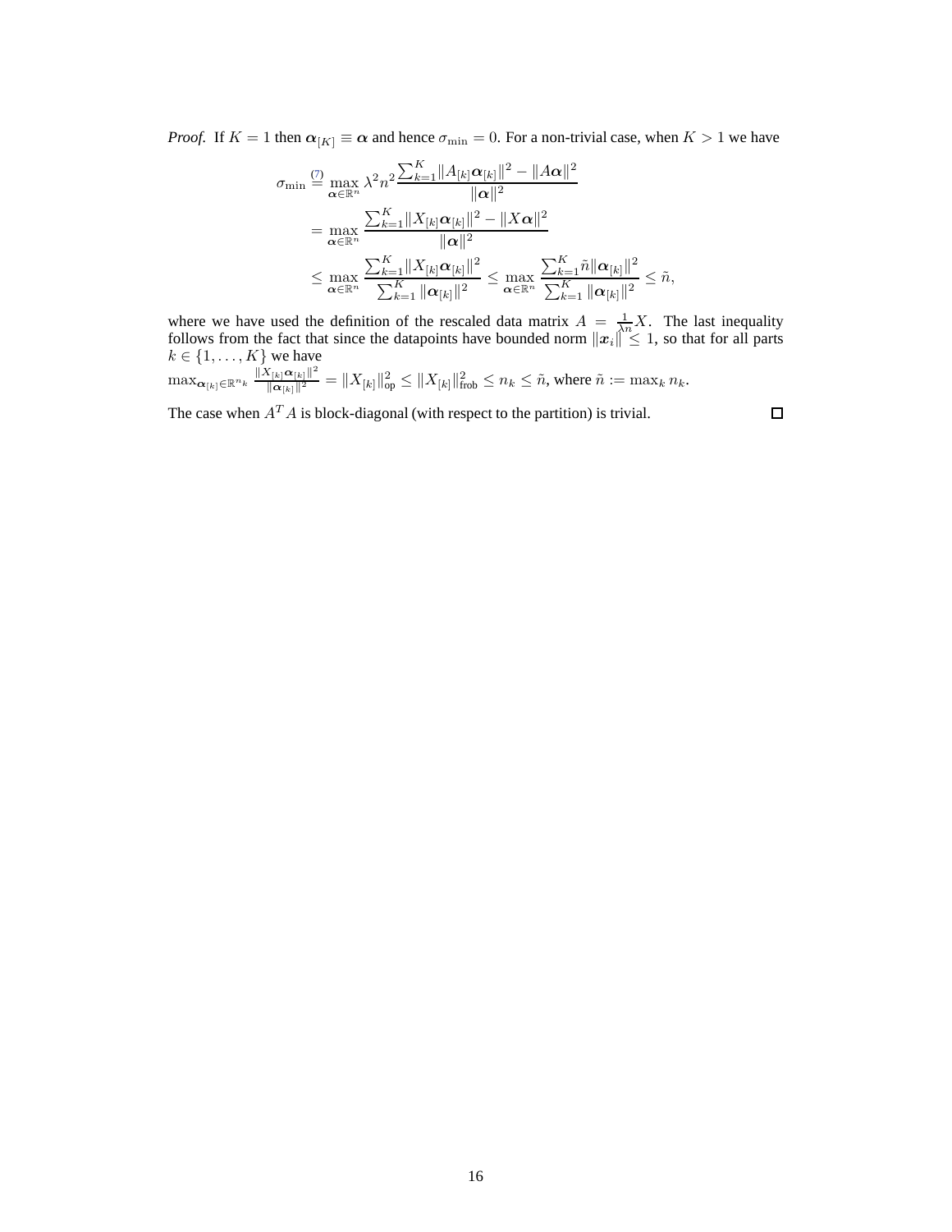*Proof.* If $K = 1$ then $\boldsymbol{\alpha}_{[K]} \equiv \boldsymbol{\alpha}$ and hence $\sigma_{\min} = 0$. For a non-trivial case, when $K > 1$ we have

$$
\begin{aligned}
\sigma_{\min} &\overset{(7)}{=} \max_{\boldsymbol{\alpha} \in \mathbb{R}^n} \lambda^2 n^2 \frac{\sum_{k=1}^K \|A_{[k]} \boldsymbol{\alpha}_{[k]}\|^2 - \|A\boldsymbol{\alpha}\|^2}{\|\boldsymbol{\alpha}\|^2} \\
&= \max_{\boldsymbol{\alpha} \in \mathbb{R}^n} \frac{\sum_{k=1}^K \|X_{[k]} \boldsymbol{\alpha}_{[k]}\|^2 - \|X\boldsymbol{\alpha}\|^2}{\|\boldsymbol{\alpha}\|^2} \\
&\leq \max_{\boldsymbol{\alpha} \in \mathbb{R}^n} \frac{\sum_{k=1}^K \|X_{[k]} \boldsymbol{\alpha}_{[k]}\|^2}{\sum_{k=1}^K \|\boldsymbol{\alpha}_{[k]}\|^2} \leq \max_{\boldsymbol{\alpha} \in \mathbb{R}^n} \frac{\sum_{k=1}^K \tilde{n} \|\boldsymbol{\alpha}_{[k]}\|^2}{\sum_{k=1}^K \|\boldsymbol{\alpha}_{[k]}\|^2} \leq \tilde{n},
\end{aligned}
$$

where we have used the definition of the rescaled data matrix $A = \frac{1}{\lambda n} X$. The last inequality follows from the fact that since the datapoints have bounded norm $\|\boldsymbol{x}_i\| \leq 1$, so that for all parts $k \in \{1, \dots, K\}$ we have
$\max_{\boldsymbol{\alpha}_{[k]} \in \mathbb{R}^{n_k}} \frac{\|X_{[k]} \boldsymbol{\alpha}_{[k]}\|^2}{\|\boldsymbol{\alpha}_{[k]}\|^2} = \|X_{[k]}\|_{\text{op}}^2 \leq \|X_{[k]}\|_{\text{frob}}^2 \leq n_k \leq \tilde{n}$, where $\tilde{n} := \max_k n_k$.

The case when $A^T A$ is block-diagonal (with respect to the partition) is trivial. □